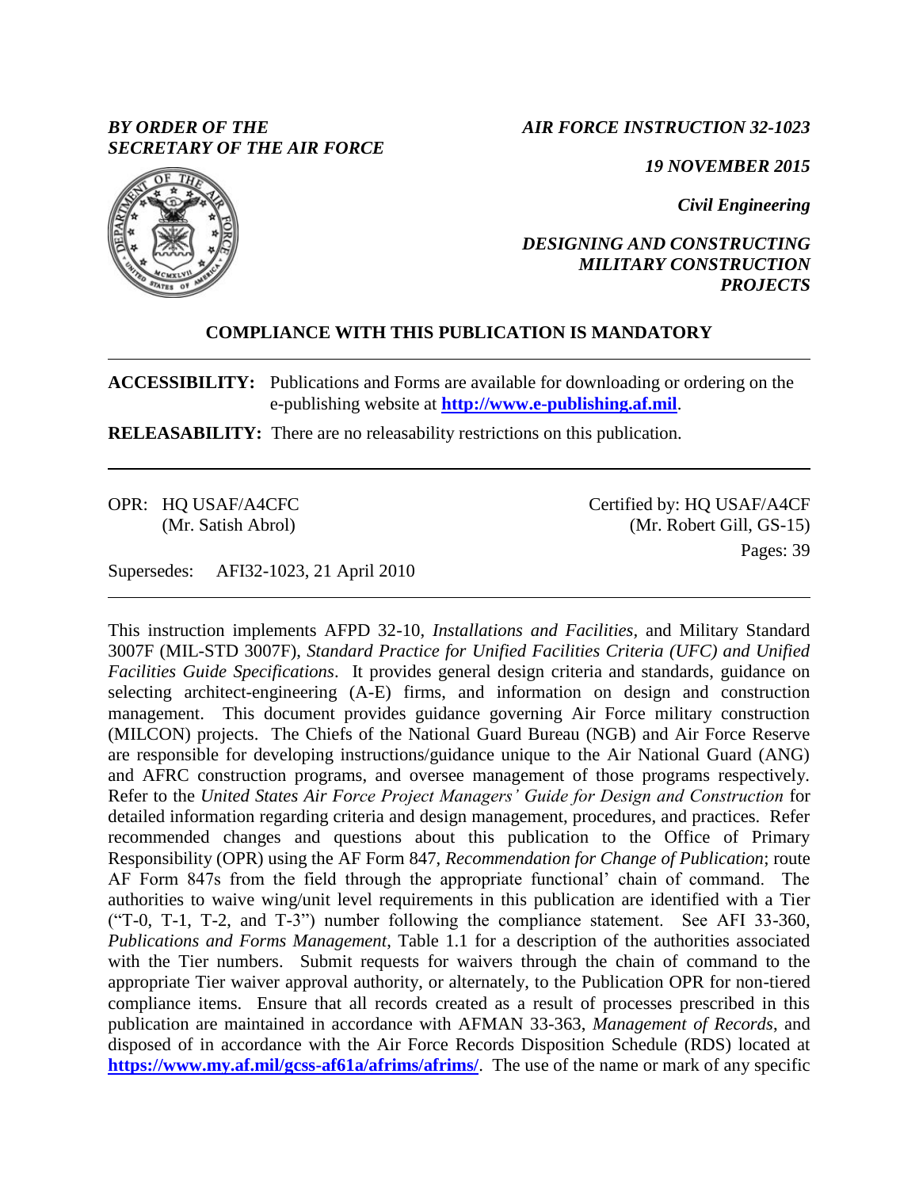*BY ORDER OF THE SECRETARY OF THE AIR FORCE*

*AIR FORCE INSTRUCTION 32-1023*

*19 NOVEMBER 2015*

*Civil Engineering*

***DESIGNING AND CONSTRUCTING MILITARY CONSTRUCTION PROJECTS***

**COMPLIANCE WITH THIS PUBLICATION IS MANDATORY**

---

**ACCESSIBILITY:** Publications and Forms are available for downloading or ordering on the e-publishing website at **http://www.e-publishing.af.mil**.

**RELEASABILITY:** There are no releasability restrictions on this publication.

---

OPR: HQ USAF/A4CFC (Mr. Satish Abrol)

Certified by: HQ USAF/A4CF (Mr. Robert Gill, GS-15)

Pages: 39

Supersedes: AFI32-1023, 21 April 2010

---

This instruction implements AFPD 32-10, *Installations and Facilities,* and Military Standard 3007F (MIL-STD 3007F), *Standard Practice for Unified Facilities Criteria (UFC) and Unified Facilities Guide Specifications*. It provides general design criteria and standards, guidance on selecting architect-engineering (A-E) firms, and information on design and construction management. This document provides guidance governing Air Force military construction (MILCON) projects. The Chiefs of the National Guard Bureau (NGB) and Air Force Reserve are responsible for developing instructions/guidance unique to the Air National Guard (ANG) and AFRC construction programs, and oversee management of those programs respectively. Refer to the *United States Air Force Project Managers' Guide for Design and Construction* for detailed information regarding criteria and design management, procedures, and practices. Refer recommended changes and questions about this publication to the Office of Primary Responsibility (OPR) using the AF Form 847, *Recommendation for Change of Publication*; route AF Form 847s from the field through the appropriate functional' chain of command. The authorities to waive wing/unit level requirements in this publication are identified with a Tier ("T-0, T-1, T-2, and T-3") number following the compliance statement. See AFI 33-360, *Publications and Forms Management*, Table 1.1 for a description of the authorities associated with the Tier numbers. Submit requests for waivers through the chain of command to the appropriate Tier waiver approval authority, or alternately, to the Publication OPR for non-tiered compliance items. Ensure that all records created as a result of processes prescribed in this publication are maintained in accordance with AFMAN 33-363, *Management of Records*, and disposed of in accordance with the Air Force Records Disposition Schedule (RDS) located at **https://www.my.af.mil/gcss-af61a/afrims/afrims/**. The use of the name or mark of any specific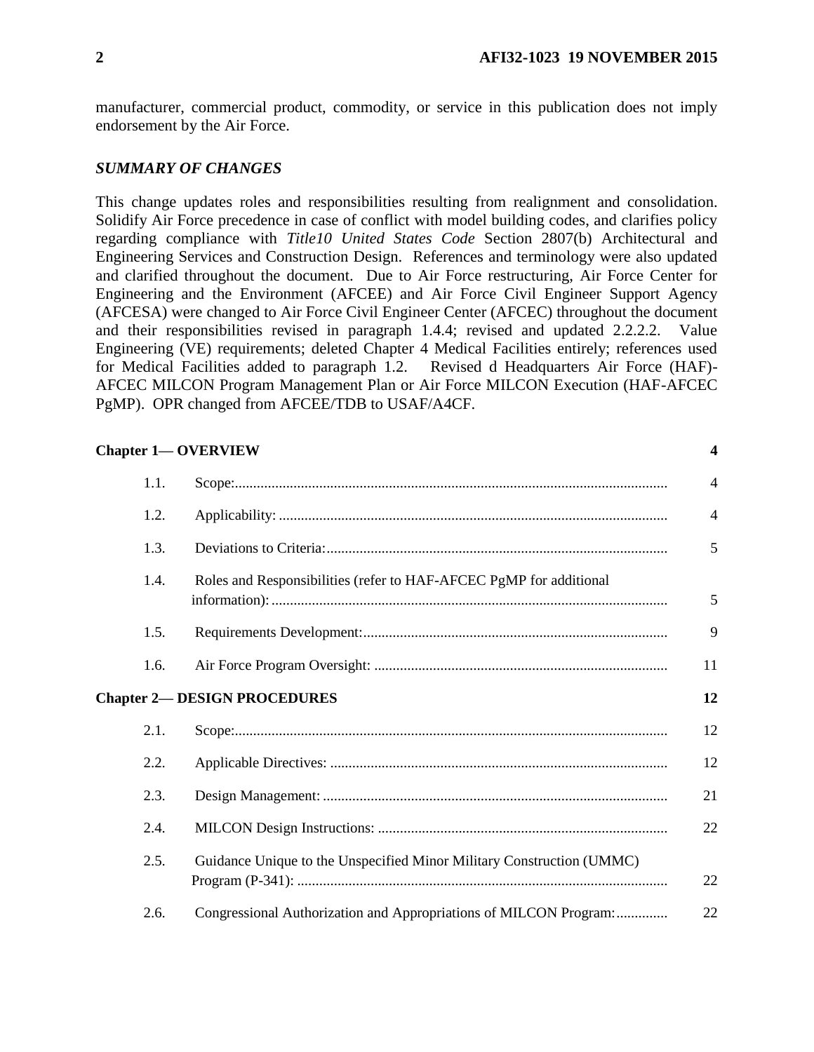manufacturer, commercial product, commodity, or service in this publication does not imply endorsement by the Air Force.

***SUMMARY OF CHANGES***

This change updates roles and responsibilities resulting from realignment and consolidation. Solidify Air Force precedence in case of conflict with model building codes, and clarifies policy regarding compliance with *Title10 United States Code* Section 2807(b) Architectural and Engineering Services and Construction Design. References and terminology were also updated and clarified throughout the document. Due to Air Force restructuring, Air Force Center for Engineering and the Environment (AFCEE) and Air Force Civil Engineer Support Agency (AFCESA) were changed to Air Force Civil Engineer Center (AFCEC) throughout the document and their responsibilities revised in paragraph 1.4.4; revised and updated 2.2.2.2. Value Engineering (VE) requirements; deleted Chapter 4 Medical Facilities entirely; references used for Medical Facilities added to paragraph 1.2. Revised d Headquarters Air Force (HAF)-AFCEC MILCON Program Management Plan or Air Force MILCON Execution (HAF-AFCEC PgMP). OPR changed from AFCEE/TDB to USAF/A4CF.

| | | |
|---|---|---|
| **Chapter 1— OVERVIEW** | | **4** |
| 1.1. | Scope: | 4 |
| 1.2. | Applicability: | 4 |
| 1.3. | Deviations to Criteria: | 5 |
| 1.4. | Roles and Responsibilities (refer to HAF-AFCEC PgMP for additional information): | 5 |
| 1.5. | Requirements Development: | 9 |
| 1.6. | Air Force Program Oversight: | 11 |
| **Chapter 2— DESIGN PROCEDURES** | | **12** |
| 2.1. | Scope: | 12 |
| 2.2. | Applicable Directives: | 12 |
| 2.3. | Design Management: | 21 |
| 2.4. | MILCON Design Instructions: | 22 |
| 2.5. | Guidance Unique to the Unspecified Minor Military Construction (UMMC) Program (P-341): | 22 |
| 2.6. | Congressional Authorization and Appropriations of MILCON Program: | 22 |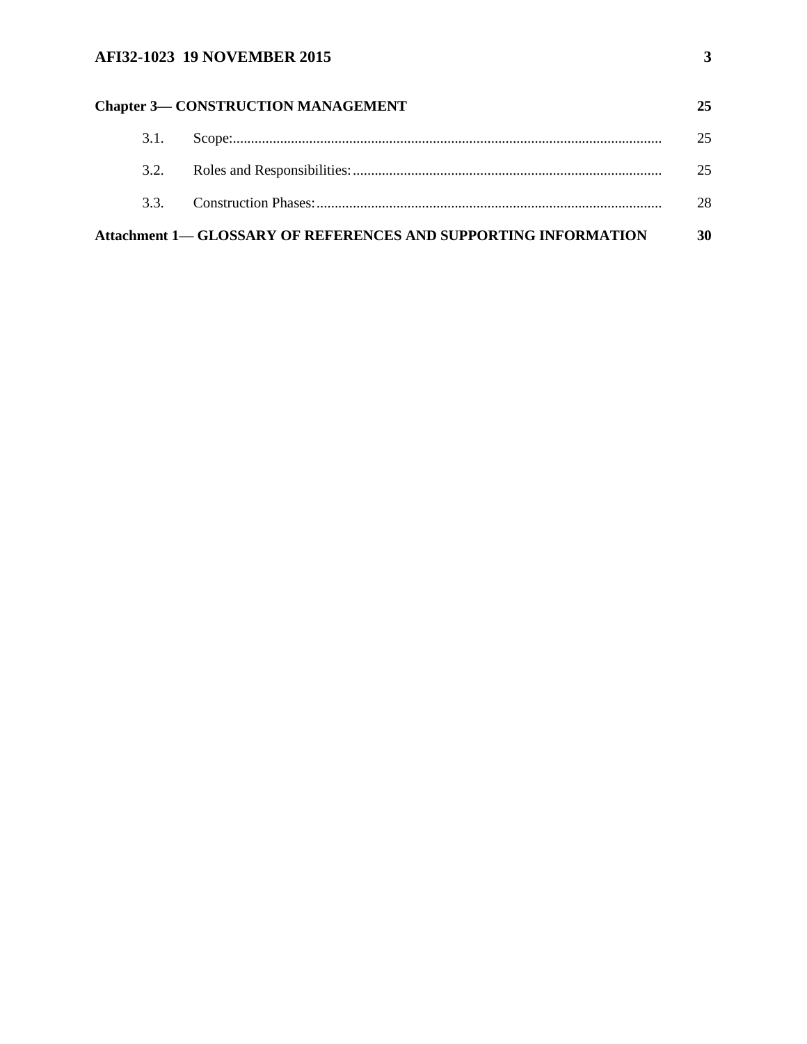| | | |
|---|---|---|
| **Chapter 3— CONSTRUCTION MANAGEMENT** | | **25** |
| 3.1. | Scope: | 25 |
| 3.2. | Roles and Responsibilities: | 25 |
| 3.3. | Construction Phases: | 28 |
| **Attachment 1— GLOSSARY OF REFERENCES AND SUPPORTING INFORMATION** | | **30** |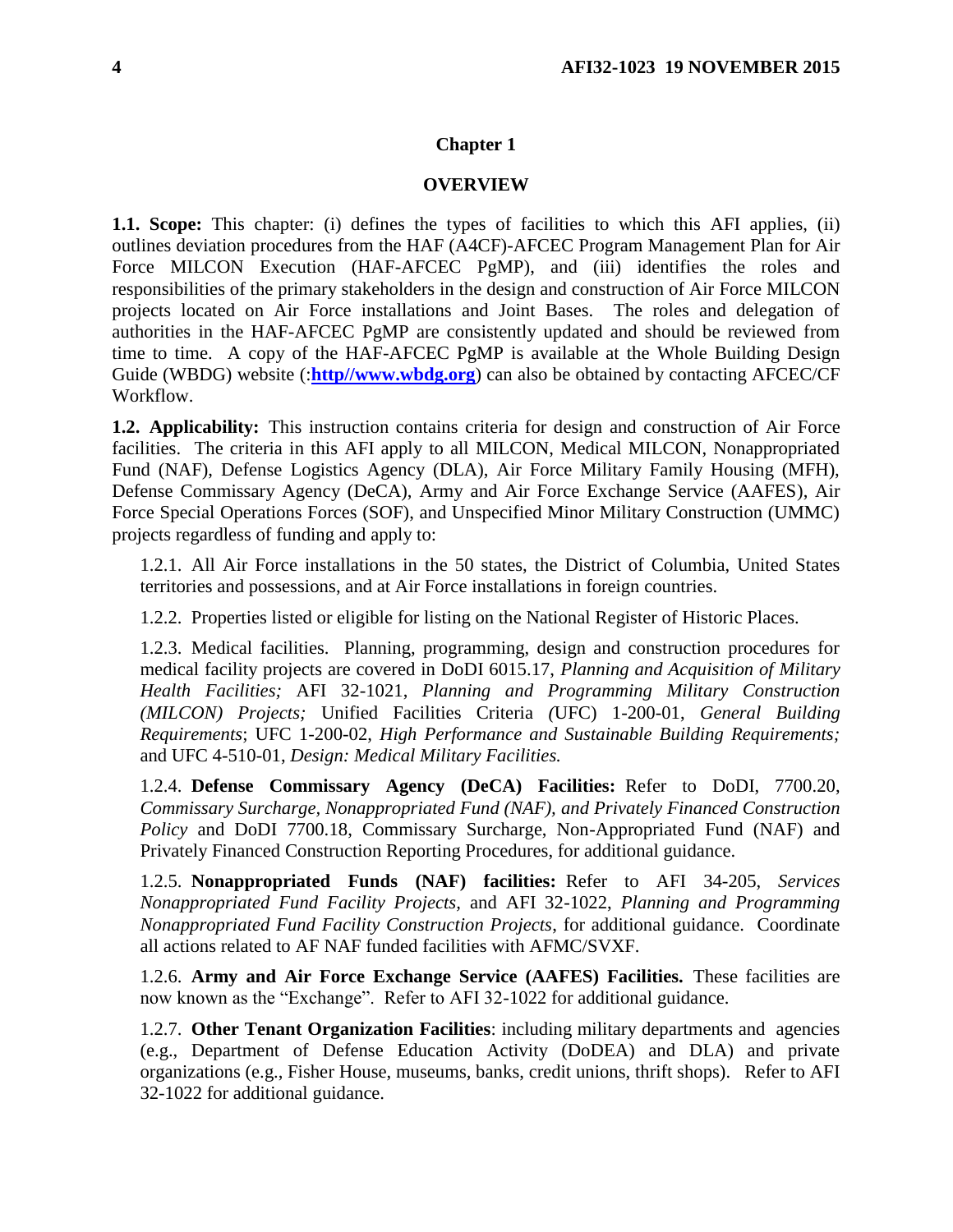# Chapter 1

## OVERVIEW

**1.1. Scope:** This chapter: (i) defines the types of facilities to which this AFI applies, (ii) outlines deviation procedures from the HAF (A4CF)-AFCEC Program Management Plan for Air Force MILCON Execution (HAF-AFCEC PgMP), and (iii) identifies the roles and responsibilities of the primary stakeholders in the design and construction of Air Force MILCON projects located on Air Force installations and Joint Bases. The roles and delegation of authorities in the HAF-AFCEC PgMP are consistently updated and should be reviewed from time to time. A copy of the HAF-AFCEC PgMP is available at the Whole Building Design Guide (WBDG) website (:**http//www.wbdg.org**) can also be obtained by contacting AFCEC/CF Workflow.

**1.2. Applicability:** This instruction contains criteria for design and construction of Air Force facilities. The criteria in this AFI apply to all MILCON, Medical MILCON, Nonappropriated Fund (NAF), Defense Logistics Agency (DLA), Air Force Military Family Housing (MFH), Defense Commissary Agency (DeCA), Army and Air Force Exchange Service (AAFES), Air Force Special Operations Forces (SOF), and Unspecified Minor Military Construction (UMMC) projects regardless of funding and apply to:

1.2.1. All Air Force installations in the 50 states, the District of Columbia, United States territories and possessions, and at Air Force installations in foreign countries.

1.2.2. Properties listed or eligible for listing on the National Register of Historic Places.

1.2.3. Medical facilities. Planning, programming, design and construction procedures for medical facility projects are covered in DoDI 6015.17, *Planning and Acquisition of Military Health Facilities;* AFI 32-1021, *Planning and Programming Military Construction (MILCON) Projects;* Unified Facilities Criteria (UFC) 1-200-01, *General Building Requirements*; UFC 1-200-02, *High Performance and Sustainable Building Requirements;* and UFC 4-510-01, *Design: Medical Military Facilities.*

1.2.4. **Defense Commissary Agency (DeCA) Facilities:** Refer to DoDI, 7700.20, *Commissary Surcharge, Nonappropriated Fund (NAF), and Privately Financed Construction Policy* and DoDI 7700.18, Commissary Surcharge, Non-Appropriated Fund (NAF) and Privately Financed Construction Reporting Procedures, for additional guidance.

1.2.5. **Nonappropriated Funds (NAF) facilities:** Refer to AFI 34-205, *Services Nonappropriated Fund Facility Projects*, and AFI 32-1022, *Planning and Programming Nonappropriated Fund Facility Construction Projects*, for additional guidance. Coordinate all actions related to AF NAF funded facilities with AFMC/SVXF.

1.2.6. **Army and Air Force Exchange Service (AAFES) Facilities.** These facilities are now known as the "Exchange". Refer to AFI 32-1022 for additional guidance.

1.2.7. **Other Tenant Organization Facilities**: including military departments and agencies (e.g., Department of Defense Education Activity (DoDEA) and DLA) and private organizations (e.g., Fisher House, museums, banks, credit unions, thrift shops). Refer to AFI 32-1022 for additional guidance.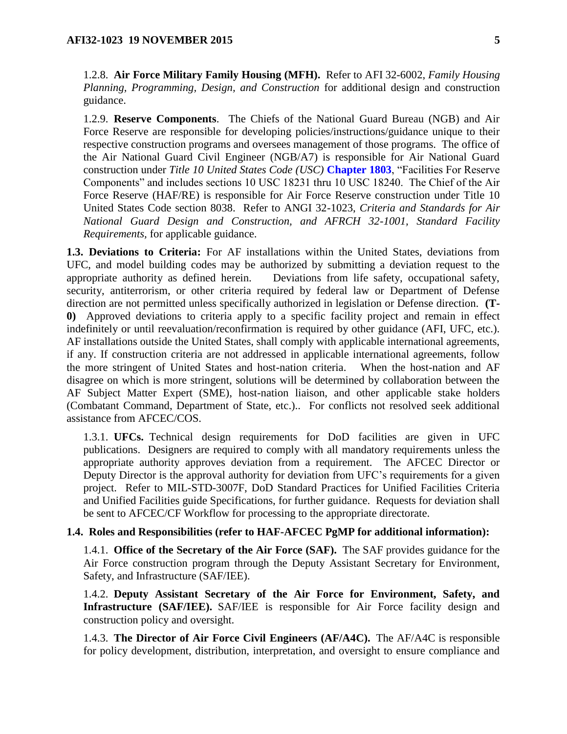1.2.8. **Air Force Military Family Housing (MFH).** Refer to AFI 32-6002, *Family Housing Planning, Programming, Design, and Construction* for additional design and construction guidance.

1.2.9. **Reserve Components**. The Chiefs of the National Guard Bureau (NGB) and Air Force Reserve are responsible for developing policies/instructions/guidance unique to their respective construction programs and oversees management of those programs. The office of the Air National Guard Civil Engineer (NGB/A7) is responsible for Air National Guard construction under *Title 10 United States Code (USC)* **Chapter 1803**, "Facilities For Reserve Components" and includes sections 10 USC 18231 thru 10 USC 18240. The Chief of the Air Force Reserve (HAF/RE) is responsible for Air Force Reserve construction under Title 10 United States Code section 8038. Refer to ANGI 32-1023, *Criteria and Standards for Air National Guard Design and Construction, and AFRCH 32-1001, Standard Facility Requirements,* for applicable guidance.

**1.3. Deviations to Criteria:** For AF installations within the United States, deviations from UFC, and model building codes may be authorized by submitting a deviation request to the appropriate authority as defined herein. Deviations from life safety, occupational safety, security, antiterrorism, or other criteria required by federal law or Department of Defense direction are not permitted unless specifically authorized in legislation or Defense direction. **(T-0)** Approved deviations to criteria apply to a specific facility project and remain in effect indefinitely or until reevaluation/reconfirmation is required by other guidance (AFI, UFC, etc.). AF installations outside the United States, shall comply with applicable international agreements, if any. If construction criteria are not addressed in applicable international agreements, follow the more stringent of United States and host-nation criteria. When the host-nation and AF disagree on which is more stringent, solutions will be determined by collaboration between the AF Subject Matter Expert (SME), host-nation liaison, and other applicable stake holders (Combatant Command, Department of State, etc.).. For conflicts not resolved seek additional assistance from AFCEC/COS.

1.3.1. **UFCs.** Technical design requirements for DoD facilities are given in UFC publications. Designers are required to comply with all mandatory requirements unless the appropriate authority approves deviation from a requirement. The AFCEC Director or Deputy Director is the approval authority for deviation from UFC's requirements for a given project. Refer to MIL-STD-3007F, DoD Standard Practices for Unified Facilities Criteria and Unified Facilities guide Specifications, for further guidance. Requests for deviation shall be sent to AFCEC/CF Workflow for processing to the appropriate directorate.

**1.4. Roles and Responsibilities (refer to HAF-AFCEC PgMP for additional information):**

1.4.1. **Office of the Secretary of the Air Force (SAF).** The SAF provides guidance for the Air Force construction program through the Deputy Assistant Secretary for Environment, Safety, and Infrastructure (SAF/IEE).

1.4.2. **Deputy Assistant Secretary of the Air Force for Environment, Safety, and Infrastructure (SAF/IEE).** SAF/IEE is responsible for Air Force facility design and construction policy and oversight.

1.4.3. **The Director of Air Force Civil Engineers (AF/A4C).** The AF/A4C is responsible for policy development, distribution, interpretation, and oversight to ensure compliance and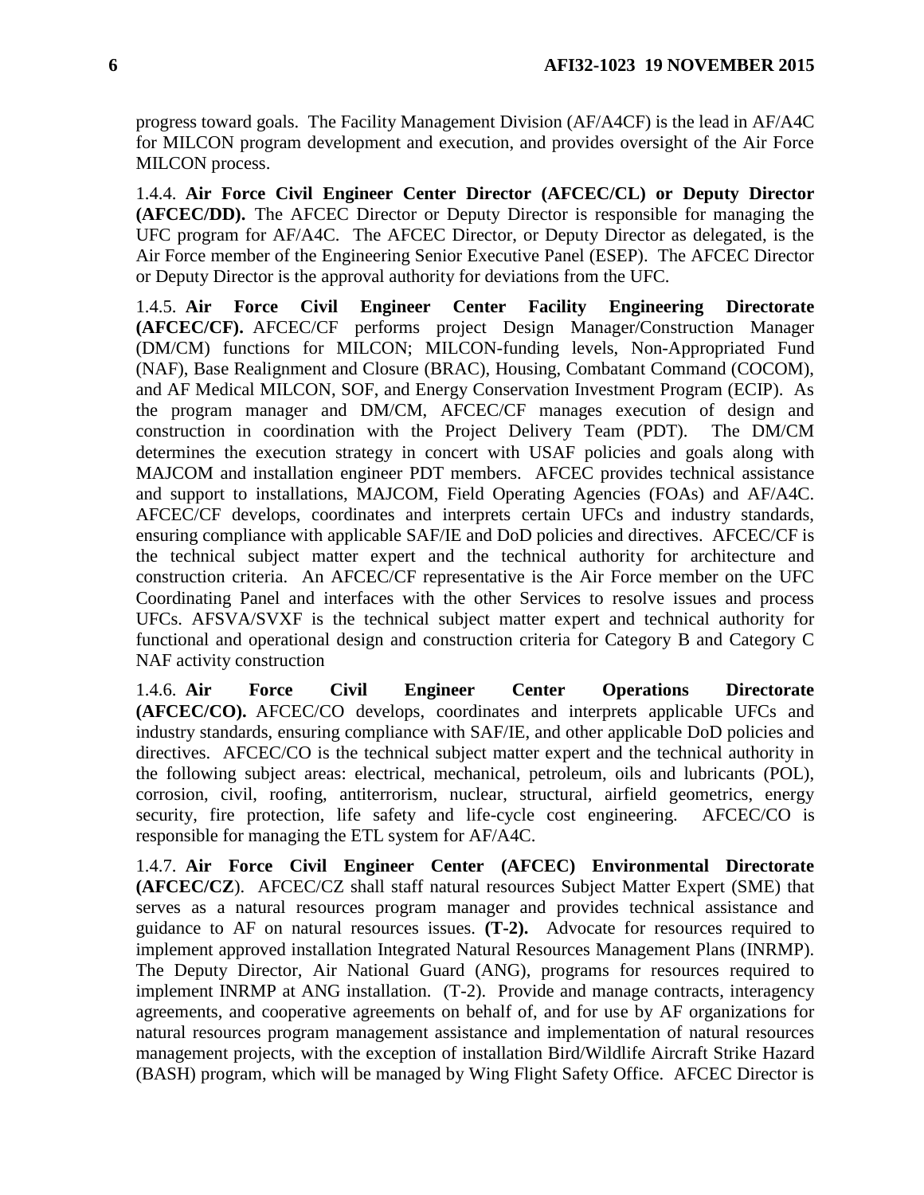progress toward goals. The Facility Management Division (AF/A4CF) is the lead in AF/A4C for MILCON program development and execution, and provides oversight of the Air Force MILCON process.

1.4.4. **Air Force Civil Engineer Center Director (AFCEC/CL) or Deputy Director (AFCEC/DD).** The AFCEC Director or Deputy Director is responsible for managing the UFC program for AF/A4C. The AFCEC Director, or Deputy Director as delegated, is the Air Force member of the Engineering Senior Executive Panel (ESEP). The AFCEC Director or Deputy Director is the approval authority for deviations from the UFC.

1.4.5. **Air Force Civil Engineer Center Facility Engineering Directorate (AFCEC/CF).** AFCEC/CF performs project Design Manager/Construction Manager (DM/CM) functions for MILCON; MILCON-funding levels, Non-Appropriated Fund (NAF), Base Realignment and Closure (BRAC), Housing, Combatant Command (COCOM), and AF Medical MILCON, SOF, and Energy Conservation Investment Program (ECIP). As the program manager and DM/CM, AFCEC/CF manages execution of design and construction in coordination with the Project Delivery Team (PDT). The DM/CM determines the execution strategy in concert with USAF policies and goals along with MAJCOM and installation engineer PDT members. AFCEC provides technical assistance and support to installations, MAJCOM, Field Operating Agencies (FOAs) and AF/A4C. AFCEC/CF develops, coordinates and interprets certain UFCs and industry standards, ensuring compliance with applicable SAF/IE and DoD policies and directives. AFCEC/CF is the technical subject matter expert and the technical authority for architecture and construction criteria. An AFCEC/CF representative is the Air Force member on the UFC Coordinating Panel and interfaces with the other Services to resolve issues and process UFCs. AFSVA/SVXF is the technical subject matter expert and technical authority for functional and operational design and construction criteria for Category B and Category C NAF activity construction

1.4.6. **Air Force Civil Engineer Center Operations Directorate (AFCEC/CO).** AFCEC/CO develops, coordinates and interprets applicable UFCs and industry standards, ensuring compliance with SAF/IE, and other applicable DoD policies and directives. AFCEC/CO is the technical subject matter expert and the technical authority in the following subject areas: electrical, mechanical, petroleum, oils and lubricants (POL), corrosion, civil, roofing, antiterrorism, nuclear, structural, airfield geometrics, energy security, fire protection, life safety and life-cycle cost engineering. AFCEC/CO is responsible for managing the ETL system for AF/A4C.

1.4.7. **Air Force Civil Engineer Center (AFCEC) Environmental Directorate (AFCEC/CZ**). AFCEC/CZ shall staff natural resources Subject Matter Expert (SME) that serves as a natural resources program manager and provides technical assistance and guidance to AF on natural resources issues. **(T-2).** Advocate for resources required to implement approved installation Integrated Natural Resources Management Plans (INRMP). The Deputy Director, Air National Guard (ANG), programs for resources required to implement INRMP at ANG installation. (T-2). Provide and manage contracts, interagency agreements, and cooperative agreements on behalf of, and for use by AF organizations for natural resources program management assistance and implementation of natural resources management projects, with the exception of installation Bird/Wildlife Aircraft Strike Hazard (BASH) program, which will be managed by Wing Flight Safety Office. AFCEC Director is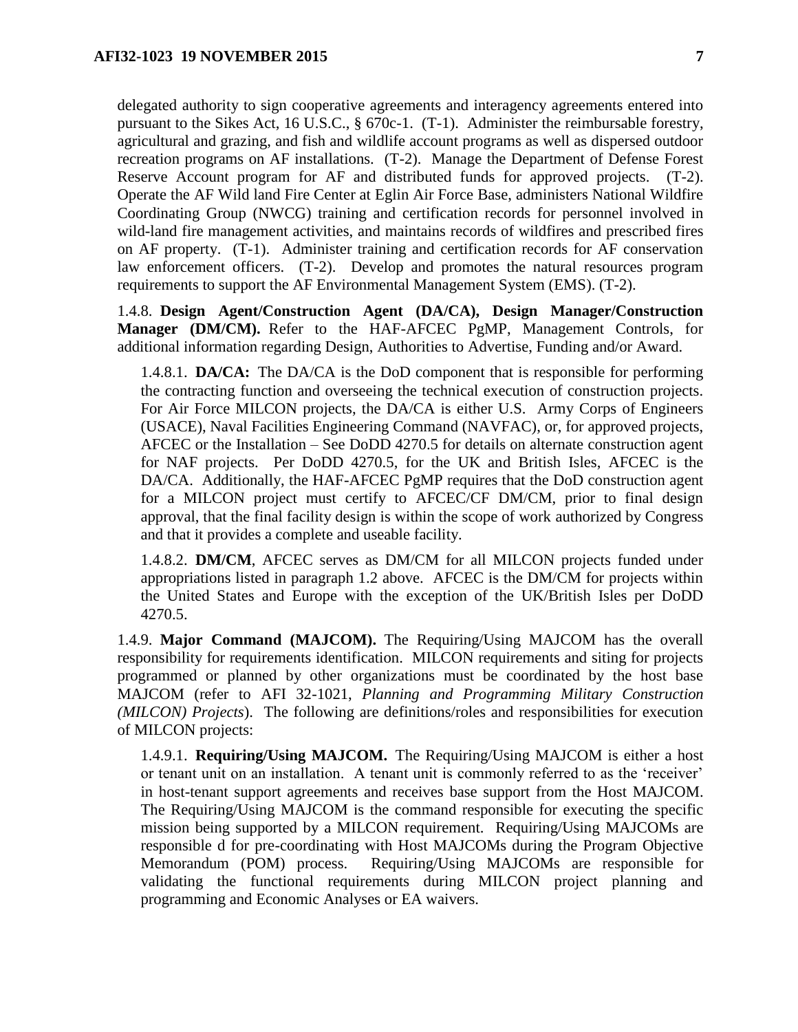delegated authority to sign cooperative agreements and interagency agreements entered into pursuant to the Sikes Act, 16 U.S.C., § 670c-1. (T-1). Administer the reimbursable forestry, agricultural and grazing, and fish and wildlife account programs as well as dispersed outdoor recreation programs on AF installations. (T-2). Manage the Department of Defense Forest Reserve Account program for AF and distributed funds for approved projects. (T-2). Operate the AF Wild land Fire Center at Eglin Air Force Base, administers National Wildfire Coordinating Group (NWCG) training and certification records for personnel involved in wild-land fire management activities, and maintains records of wildfires and prescribed fires on AF property. (T-1). Administer training and certification records for AF conservation law enforcement officers. (T-2). Develop and promotes the natural resources program requirements to support the AF Environmental Management System (EMS). (T-2).

1.4.8. **Design Agent/Construction Agent (DA/CA), Design Manager/Construction Manager (DM/CM).** Refer to the HAF-AFCEC PgMP, Management Controls, for additional information regarding Design, Authorities to Advertise, Funding and/or Award.

1.4.8.1. **DA/CA:** The DA/CA is the DoD component that is responsible for performing the contracting function and overseeing the technical execution of construction projects. For Air Force MILCON projects, the DA/CA is either U.S. Army Corps of Engineers (USACE), Naval Facilities Engineering Command (NAVFAC), or, for approved projects, AFCEC or the Installation – See DoDD 4270.5 for details on alternate construction agent for NAF projects. Per DoDD 4270.5, for the UK and British Isles, AFCEC is the DA/CA. Additionally, the HAF-AFCEC PgMP requires that the DoD construction agent for a MILCON project must certify to AFCEC/CF DM/CM, prior to final design approval, that the final facility design is within the scope of work authorized by Congress and that it provides a complete and useable facility.

1.4.8.2. **DM/CM**, AFCEC serves as DM/CM for all MILCON projects funded under appropriations listed in paragraph 1.2 above. AFCEC is the DM/CM for projects within the United States and Europe with the exception of the UK/British Isles per DoDD 4270.5.

1.4.9. **Major Command (MAJCOM).** The Requiring/Using MAJCOM has the overall responsibility for requirements identification. MILCON requirements and siting for projects programmed or planned by other organizations must be coordinated by the host base MAJCOM (refer to AFI 32-1021, *Planning and Programming Military Construction (MILCON) Projects*). The following are definitions/roles and responsibilities for execution of MILCON projects:

1.4.9.1. **Requiring/Using MAJCOM.** The Requiring/Using MAJCOM is either a host or tenant unit on an installation. A tenant unit is commonly referred to as the 'receiver' in host-tenant support agreements and receives base support from the Host MAJCOM. The Requiring/Using MAJCOM is the command responsible for executing the specific mission being supported by a MILCON requirement. Requiring/Using MAJCOMs are responsible d for pre-coordinating with Host MAJCOMs during the Program Objective Memorandum (POM) process. Requiring/Using MAJCOMs are responsible for validating the functional requirements during MILCON project planning and programming and Economic Analyses or EA waivers.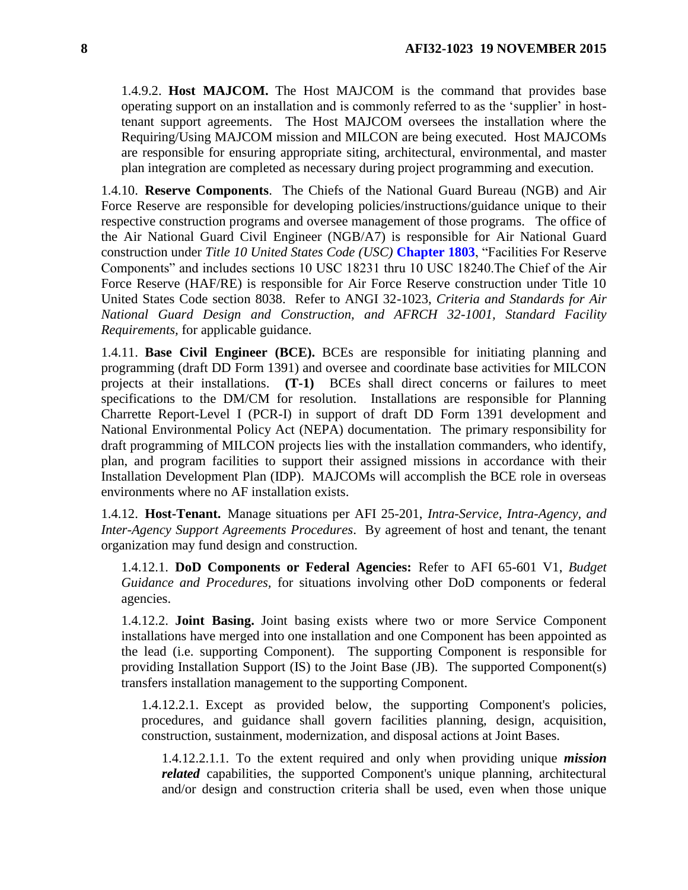1.4.9.2. **Host MAJCOM.** The Host MAJCOM is the command that provides base operating support on an installation and is commonly referred to as the 'supplier' in host-tenant support agreements. The Host MAJCOM oversees the installation where the Requiring/Using MAJCOM mission and MILCON are being executed. Host MAJCOMs are responsible for ensuring appropriate siting, architectural, environmental, and master plan integration are completed as necessary during project programming and execution.

1.4.10. **Reserve Components**. The Chiefs of the National Guard Bureau (NGB) and Air Force Reserve are responsible for developing policies/instructions/guidance unique to their respective construction programs and oversee management of those programs. The office of the Air National Guard Civil Engineer (NGB/A7) is responsible for Air National Guard construction under *Title 10 United States Code (USC)* **Chapter 1803**, "Facilities For Reserve Components" and includes sections 10 USC 18231 thru 10 USC 18240.The Chief of the Air Force Reserve (HAF/RE) is responsible for Air Force Reserve construction under Title 10 United States Code section 8038. Refer to ANGI 32-1023, *Criteria and Standards for Air National Guard Design and Construction, and AFRCH 32-1001, Standard Facility Requirements,* for applicable guidance.

1.4.11. **Base Civil Engineer (BCE).** BCEs are responsible for initiating planning and programming (draft DD Form 1391) and oversee and coordinate base activities for MILCON projects at their installations. **(T-1)** BCEs shall direct concerns or failures to meet specifications to the DM/CM for resolution. Installations are responsible for Planning Charrette Report-Level I (PCR-I) in support of draft DD Form 1391 development and National Environmental Policy Act (NEPA) documentation. The primary responsibility for draft programming of MILCON projects lies with the installation commanders, who identify, plan, and program facilities to support their assigned missions in accordance with their Installation Development Plan (IDP). MAJCOMs will accomplish the BCE role in overseas environments where no AF installation exists.

1.4.12. **Host-Tenant.** Manage situations per AFI 25-201, *Intra-Service, Intra-Agency, and Inter-Agency Support Agreements Procedures*. By agreement of host and tenant, the tenant organization may fund design and construction.

1.4.12.1. **DoD Components or Federal Agencies:** Refer to AFI 65-601 V1, *Budget Guidance and Procedures,* for situations involving other DoD components or federal agencies.

1.4.12.2. **Joint Basing.** Joint basing exists where two or more Service Component installations have merged into one installation and one Component has been appointed as the lead (i.e. supporting Component). The supporting Component is responsible for providing Installation Support (IS) to the Joint Base (JB). The supported Component(s) transfers installation management to the supporting Component.

1.4.12.2.1. Except as provided below, the supporting Component's policies, procedures, and guidance shall govern facilities planning, design, acquisition, construction, sustainment, modernization, and disposal actions at Joint Bases.

1.4.12.2.1.1. To the extent required and only when providing unique ***mission related*** capabilities, the supported Component's unique planning, architectural and/or design and construction criteria shall be used, even when those unique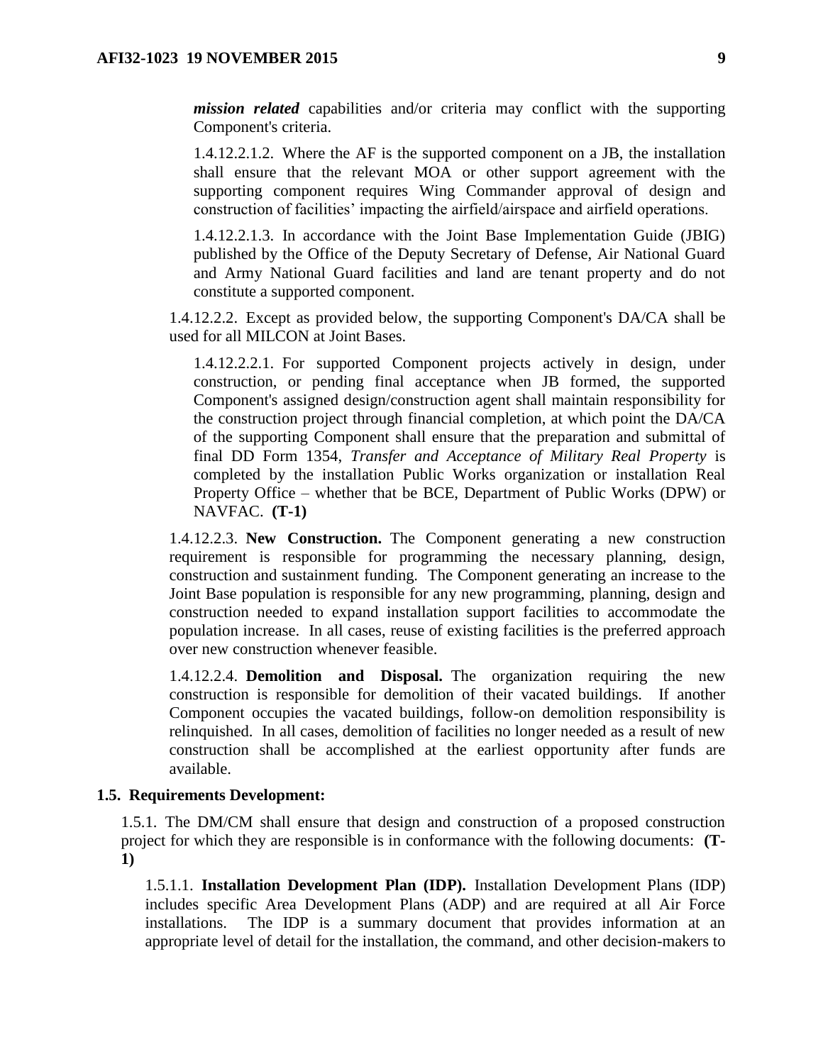***mission related*** capabilities and/or criteria may conflict with the supporting Component's criteria.

1.4.12.2.1.2. Where the AF is the supported component on a JB, the installation shall ensure that the relevant MOA or other support agreement with the supporting component requires Wing Commander approval of design and construction of facilities' impacting the airfield/airspace and airfield operations.

1.4.12.2.1.3. In accordance with the Joint Base Implementation Guide (JBIG) published by the Office of the Deputy Secretary of Defense, Air National Guard and Army National Guard facilities and land are tenant property and do not constitute a supported component.

1.4.12.2.2. Except as provided below, the supporting Component's DA/CA shall be used for all MILCON at Joint Bases.

1.4.12.2.2.1. For supported Component projects actively in design, under construction, or pending final acceptance when JB formed, the supported Component's assigned design/construction agent shall maintain responsibility for the construction project through financial completion, at which point the DA/CA of the supporting Component shall ensure that the preparation and submittal of final DD Form 1354, *Transfer and Acceptance of Military Real Property* is completed by the installation Public Works organization or installation Real Property Office – whether that be BCE, Department of Public Works (DPW) or NAVFAC. **(T-1)**

1.4.12.2.3. **New Construction.** The Component generating a new construction requirement is responsible for programming the necessary planning, design, construction and sustainment funding. The Component generating an increase to the Joint Base population is responsible for any new programming, planning, design and construction needed to expand installation support facilities to accommodate the population increase. In all cases, reuse of existing facilities is the preferred approach over new construction whenever feasible.

1.4.12.2.4. **Demolition and Disposal.** The organization requiring the new construction is responsible for demolition of their vacated buildings. If another Component occupies the vacated buildings, follow-on demolition responsibility is relinquished. In all cases, demolition of facilities no longer needed as a result of new construction shall be accomplished at the earliest opportunity after funds are available.

**1.5. Requirements Development:**

1.5.1. The DM/CM shall ensure that design and construction of a proposed construction project for which they are responsible is in conformance with the following documents: **(T-1)**

1.5.1.1. **Installation Development Plan (IDP).** Installation Development Plans (IDP) includes specific Area Development Plans (ADP) and are required at all Air Force installations. The IDP is a summary document that provides information at an appropriate level of detail for the installation, the command, and other decision-makers to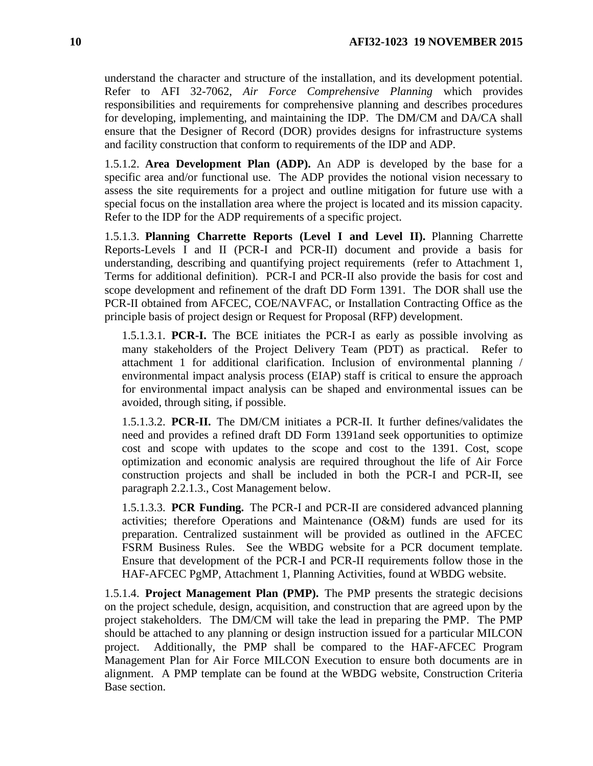understand the character and structure of the installation, and its development potential. Refer to AFI 32-7062, *Air Force Comprehensive Planning* which provides responsibilities and requirements for comprehensive planning and describes procedures for developing, implementing, and maintaining the IDP. The DM/CM and DA/CA shall ensure that the Designer of Record (DOR) provides designs for infrastructure systems and facility construction that conform to requirements of the IDP and ADP.

1.5.1.2. **Area Development Plan (ADP).** An ADP is developed by the base for a specific area and/or functional use. The ADP provides the notional vision necessary to assess the site requirements for a project and outline mitigation for future use with a special focus on the installation area where the project is located and its mission capacity. Refer to the IDP for the ADP requirements of a specific project.

1.5.1.3. **Planning Charrette Reports (Level I and Level II).** Planning Charrette Reports-Levels I and II (PCR-I and PCR-II) document and provide a basis for understanding, describing and quantifying project requirements (refer to Attachment 1, Terms for additional definition). PCR-I and PCR-II also provide the basis for cost and scope development and refinement of the draft DD Form 1391. The DOR shall use the PCR-II obtained from AFCEC, COE/NAVFAC, or Installation Contracting Office as the principle basis of project design or Request for Proposal (RFP) development.

1.5.1.3.1. **PCR-I.** The BCE initiates the PCR-I as early as possible involving as many stakeholders of the Project Delivery Team (PDT) as practical. Refer to attachment 1 for additional clarification. Inclusion of environmental planning / environmental impact analysis process (EIAP) staff is critical to ensure the approach for environmental impact analysis can be shaped and environmental issues can be avoided, through siting, if possible.

1.5.1.3.2. **PCR-II.** The DM/CM initiates a PCR-II. It further defines/validates the need and provides a refined draft DD Form 1391and seek opportunities to optimize cost and scope with updates to the scope and cost to the 1391. Cost, scope optimization and economic analysis are required throughout the life of Air Force construction projects and shall be included in both the PCR-I and PCR-II, see paragraph 2.2.1.3., Cost Management below.

1.5.1.3.3. **PCR Funding.** The PCR-I and PCR-II are considered advanced planning activities; therefore Operations and Maintenance (O&M) funds are used for its preparation. Centralized sustainment will be provided as outlined in the AFCEC FSRM Business Rules. See the WBDG website for a PCR document template. Ensure that development of the PCR-I and PCR-II requirements follow those in the HAF-AFCEC PgMP, Attachment 1, Planning Activities, found at WBDG website.

1.5.1.4. **Project Management Plan (PMP).** The PMP presents the strategic decisions on the project schedule, design, acquisition, and construction that are agreed upon by the project stakeholders. The DM/CM will take the lead in preparing the PMP. The PMP should be attached to any planning or design instruction issued for a particular MILCON project. Additionally, the PMP shall be compared to the HAF-AFCEC Program Management Plan for Air Force MILCON Execution to ensure both documents are in alignment. A PMP template can be found at the WBDG website, Construction Criteria Base section.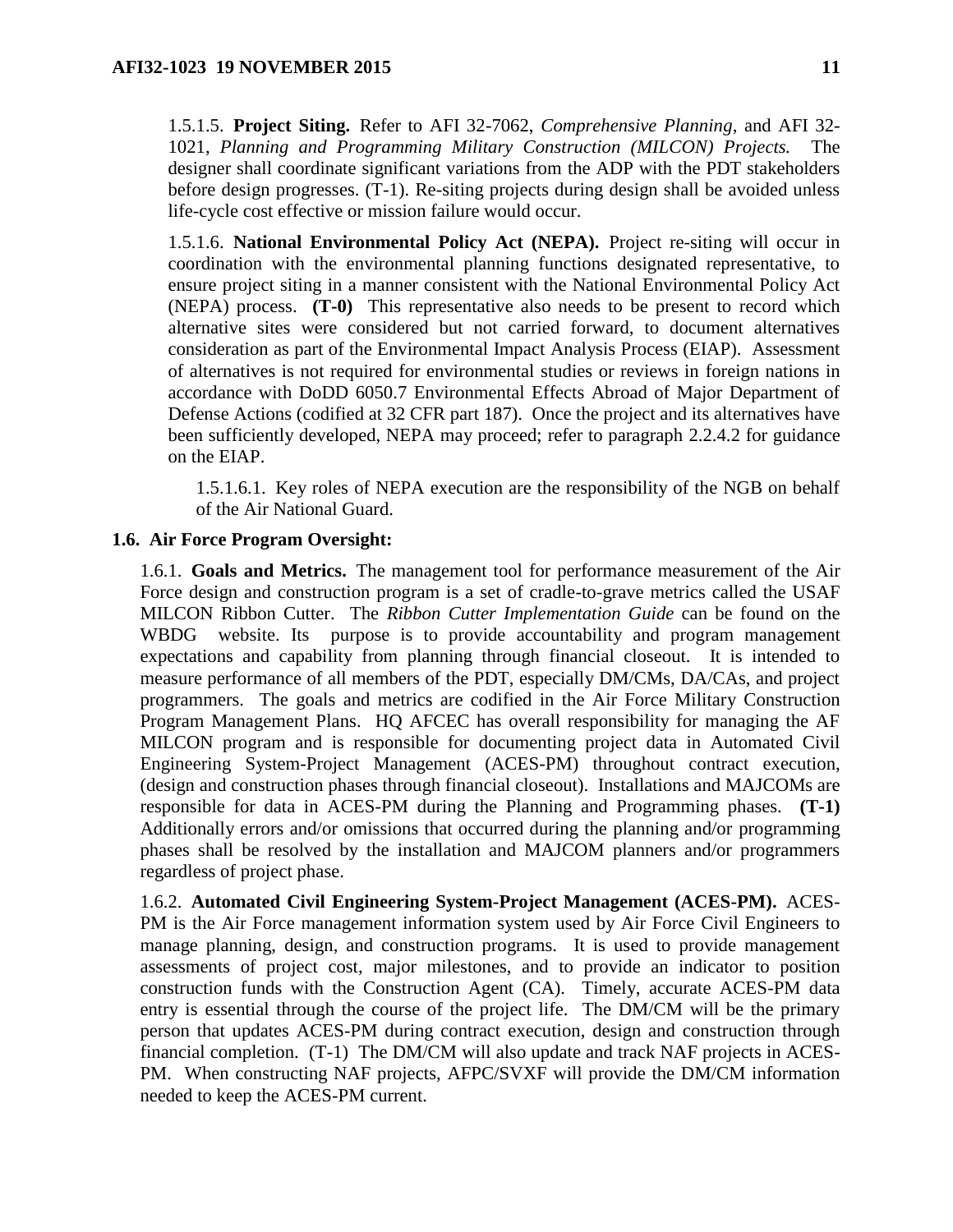1.5.1.5. **Project Siting.** Refer to AFI 32-7062, *Comprehensive Planning*, and AFI 32-1021, *Planning and Programming Military Construction (MILCON) Projects.* The designer shall coordinate significant variations from the ADP with the PDT stakeholders before design progresses. (T-1). Re-siting projects during design shall be avoided unless life-cycle cost effective or mission failure would occur.

1.5.1.6. **National Environmental Policy Act (NEPA).** Project re-siting will occur in coordination with the environmental planning functions designated representative, to ensure project siting in a manner consistent with the National Environmental Policy Act (NEPA) process. **(T-0)** This representative also needs to be present to record which alternative sites were considered but not carried forward, to document alternatives consideration as part of the Environmental Impact Analysis Process (EIAP). Assessment of alternatives is not required for environmental studies or reviews in foreign nations in accordance with DoDD 6050.7 Environmental Effects Abroad of Major Department of Defense Actions (codified at 32 CFR part 187). Once the project and its alternatives have been sufficiently developed, NEPA may proceed; refer to paragraph 2.2.4.2 for guidance on the EIAP.

1.5.1.6.1. Key roles of NEPA execution are the responsibility of the NGB on behalf of the Air National Guard.

## 1.6. Air Force Program Oversight:

1.6.1. **Goals and Metrics.** The management tool for performance measurement of the Air Force design and construction program is a set of cradle-to-grave metrics called the USAF MILCON Ribbon Cutter. The *Ribbon Cutter Implementation Guide* can be found on the WBDG website. Its purpose is to provide accountability and program management expectations and capability from planning through financial closeout. It is intended to measure performance of all members of the PDT, especially DM/CMs, DA/CAs, and project programmers. The goals and metrics are codified in the Air Force Military Construction Program Management Plans. HQ AFCEC has overall responsibility for managing the AF MILCON program and is responsible for documenting project data in Automated Civil Engineering System-Project Management (ACES-PM) throughout contract execution, (design and construction phases through financial closeout). Installations and MAJCOMs are responsible for data in ACES-PM during the Planning and Programming phases. **(T-1)** Additionally errors and/or omissions that occurred during the planning and/or programming phases shall be resolved by the installation and MAJCOM planners and/or programmers regardless of project phase.

1.6.2. **Automated Civil Engineering System-Project Management (ACES-PM).** ACES-PM is the Air Force management information system used by Air Force Civil Engineers to manage planning, design, and construction programs. It is used to provide management assessments of project cost, major milestones, and to provide an indicator to position construction funds with the Construction Agent (CA). Timely, accurate ACES-PM data entry is essential through the course of the project life. The DM/CM will be the primary person that updates ACES-PM during contract execution, design and construction through financial completion. (T-1) The DM/CM will also update and track NAF projects in ACES-PM. When constructing NAF projects, AFPC/SVXF will provide the DM/CM information needed to keep the ACES-PM current.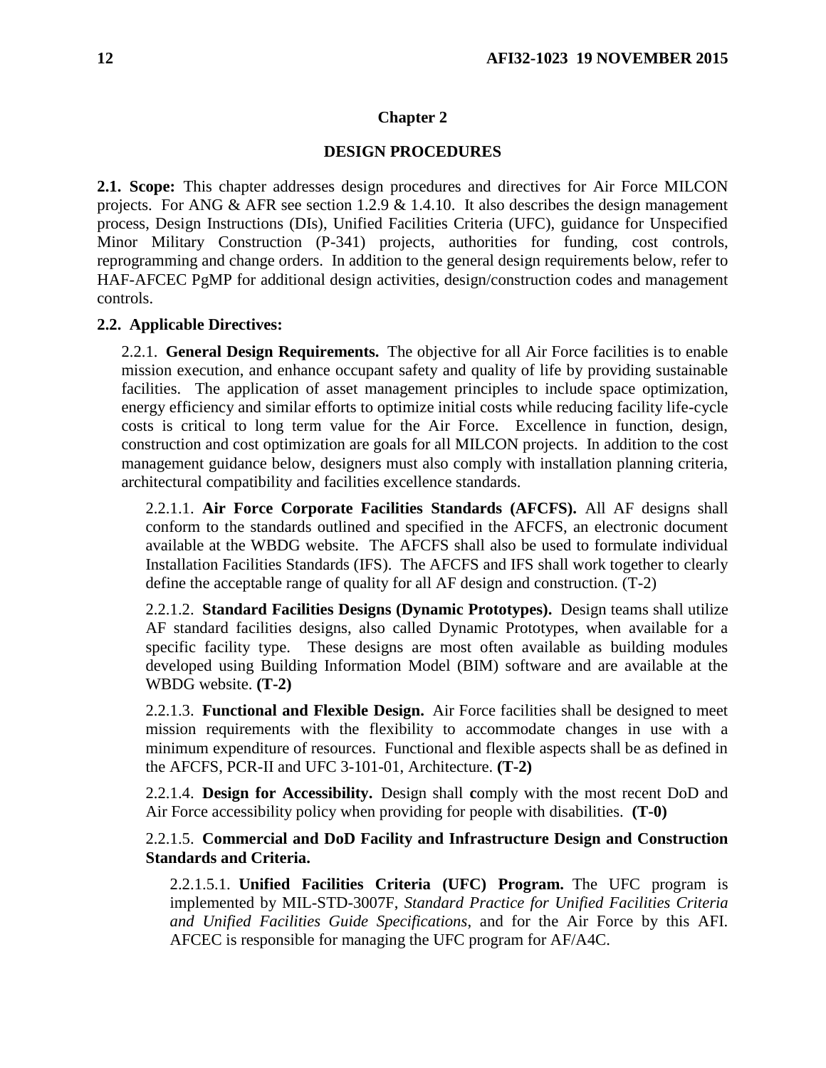## Chapter 2

## DESIGN PROCEDURES

**2.1. Scope:** This chapter addresses design procedures and directives for Air Force MILCON projects. For ANG & AFR see section 1.2.9 & 1.4.10. It also describes the design management process, Design Instructions (DIs), Unified Facilities Criteria (UFC), guidance for Unspecified Minor Military Construction (P-341) projects, authorities for funding, cost controls, reprogramming and change orders. In addition to the general design requirements below, refer to HAF-AFCEC PgMP for additional design activities, design/construction codes and management controls.

**2.2. Applicable Directives:**

2.2.1. **General Design Requirements.** The objective for all Air Force facilities is to enable mission execution, and enhance occupant safety and quality of life by providing sustainable facilities. The application of asset management principles to include space optimization, energy efficiency and similar efforts to optimize initial costs while reducing facility life-cycle costs is critical to long term value for the Air Force. Excellence in function, design, construction and cost optimization are goals for all MILCON projects. In addition to the cost management guidance below, designers must also comply with installation planning criteria, architectural compatibility and facilities excellence standards.

2.2.1.1. **Air Force Corporate Facilities Standards (AFCFS).** All AF designs shall conform to the standards outlined and specified in the AFCFS, an electronic document available at the WBDG website. The AFCFS shall also be used to formulate individual Installation Facilities Standards (IFS). The AFCFS and IFS shall work together to clearly define the acceptable range of quality for all AF design and construction. (T-2)

2.2.1.2. **Standard Facilities Designs (Dynamic Prototypes).** Design teams shall utilize AF standard facilities designs, also called Dynamic Prototypes, when available for a specific facility type. These designs are most often available as building modules developed using Building Information Model (BIM) software and are available at the WBDG website. **(T-2)**

2.2.1.3. **Functional and Flexible Design.** Air Force facilities shall be designed to meet mission requirements with the flexibility to accommodate changes in use with a minimum expenditure of resources. Functional and flexible aspects shall be as defined in the AFCFS, PCR-II and UFC 3-101-01, Architecture. **(T-2)**

2.2.1.4. **Design for Accessibility.** Design shall comply with the most recent DoD and Air Force accessibility policy when providing for people with disabilities. **(T-0)**

2.2.1.5. **Commercial and DoD Facility and Infrastructure Design and Construction Standards and Criteria.**

2.2.1.5.1. **Unified Facilities Criteria (UFC) Program.** The UFC program is implemented by MIL-STD-3007F, *Standard Practice for Unified Facilities Criteria and Unified Facilities Guide Specifications*, and for the Air Force by this AFI. AFCEC is responsible for managing the UFC program for AF/A4C.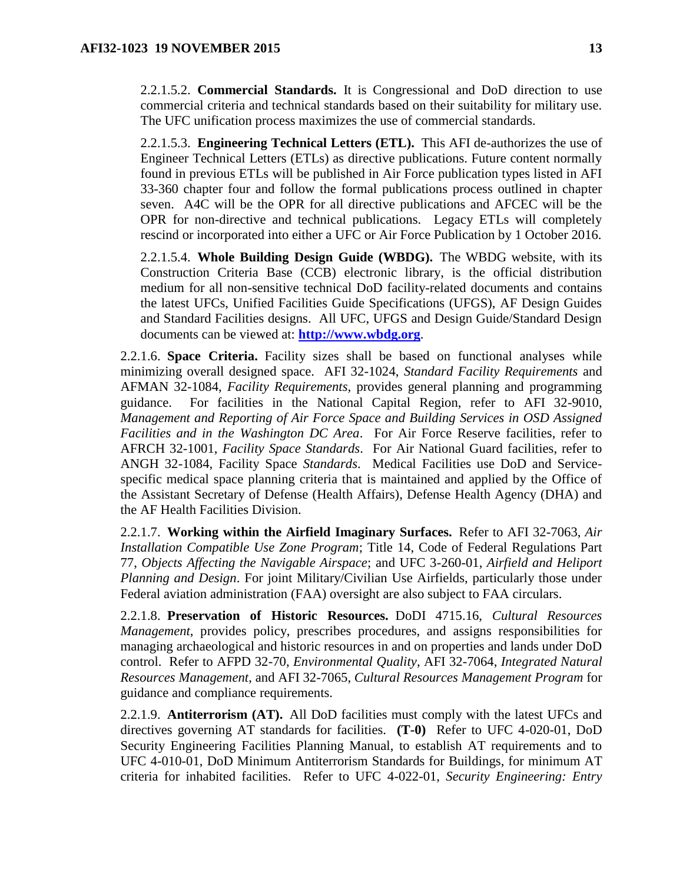2.2.1.5.2. **Commercial Standards.** It is Congressional and DoD direction to use commercial criteria and technical standards based on their suitability for military use. The UFC unification process maximizes the use of commercial standards.

2.2.1.5.3. **Engineering Technical Letters (ETL).** This AFI de-authorizes the use of Engineer Technical Letters (ETLs) as directive publications. Future content normally found in previous ETLs will be published in Air Force publication types listed in AFI 33-360 chapter four and follow the formal publications process outlined in chapter seven. A4C will be the OPR for all directive publications and AFCEC will be the OPR for non-directive and technical publications. Legacy ETLs will completely rescind or incorporated into either a UFC or Air Force Publication by 1 October 2016.

2.2.1.5.4. **Whole Building Design Guide (WBDG).** The WBDG website, with its Construction Criteria Base (CCB) electronic library, is the official distribution medium for all non-sensitive technical DoD facility-related documents and contains the latest UFCs, Unified Facilities Guide Specifications (UFGS), AF Design Guides and Standard Facilities designs. All UFC, UFGS and Design Guide/Standard Design documents can be viewed at: **[http://www.wbdg.org](http://www.wbdg.org)**.

2.2.1.6. **Space Criteria.** Facility sizes shall be based on functional analyses while minimizing overall designed space. AFI 32-1024, *Standard Facility Requirements* and AFMAN 32-1084, *Facility Requirements*, provides general planning and programming guidance. For facilities in the National Capital Region, refer to AFI 32-9010, *Management and Reporting of Air Force Space and Building Services in OSD Assigned Facilities and in the Washington DC Area*. For Air Force Reserve facilities, refer to AFRCH 32-1001, *Facility Space Standards*. For Air National Guard facilities, refer to ANGH 32-1084, Facility Space *Standards*. Medical Facilities use DoD and Service-specific medical space planning criteria that is maintained and applied by the Office of the Assistant Secretary of Defense (Health Affairs), Defense Health Agency (DHA) and the AF Health Facilities Division.

2.2.1.7. **Working within the Airfield Imaginary Surfaces.** Refer to AFI 32-7063, *Air Installation Compatible Use Zone Program*; Title 14, Code of Federal Regulations Part 77, *Objects Affecting the Navigable Airspace*; and UFC 3-260-01, *Airfield and Heliport Planning and Design*. For joint Military/Civilian Use Airfields, particularly those under Federal aviation administration (FAA) oversight are also subject to FAA circulars.

2.2.1.8. **Preservation of Historic Resources.** DoDI 4715.16, *Cultural Resources Management*, provides policy, prescribes procedures, and assigns responsibilities for managing archaeological and historic resources in and on properties and lands under DoD control. Refer to AFPD 32-70, *Environmental Quality*, AFI 32-7064, *Integrated Natural Resources Management*, and AFI 32-7065, *Cultural Resources Management Program* for guidance and compliance requirements.

2.2.1.9. **Antiterrorism (AT).** All DoD facilities must comply with the latest UFCs and directives governing AT standards for facilities. **(T-0)** Refer to UFC 4-020-01, DoD Security Engineering Facilities Planning Manual, to establish AT requirements and to UFC 4-010-01, DoD Minimum Antiterrorism Standards for Buildings, for minimum AT criteria for inhabited facilities. Refer to UFC 4-022-01, *Security Engineering: Entry*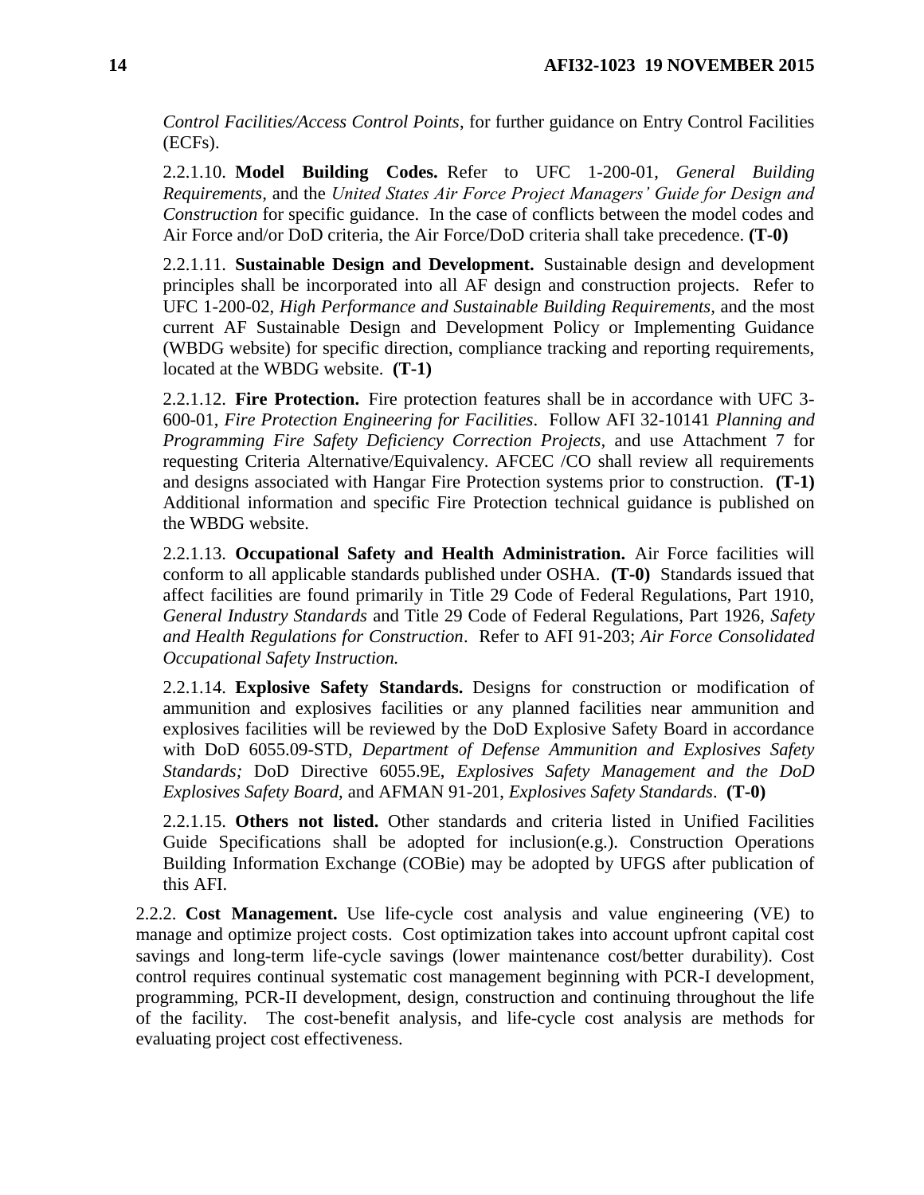*Control Facilities/Access Control Points*, for further guidance on Entry Control Facilities (ECFs).

2.2.1.10. **Model Building Codes.** Refer to UFC 1-200-01, *General Building Requirements,* and the *United States Air Force Project Managers' Guide for Design and Construction* for specific guidance. In the case of conflicts between the model codes and Air Force and/or DoD criteria, the Air Force/DoD criteria shall take precedence. **(T-0)**

2.2.1.11. **Sustainable Design and Development.** Sustainable design and development principles shall be incorporated into all AF design and construction projects. Refer to UFC 1-200-02, *High Performance and Sustainable Building Requirements,* and the most current AF Sustainable Design and Development Policy or Implementing Guidance (WBDG website) for specific direction, compliance tracking and reporting requirements, located at the WBDG website. **(T-1)**

2.2.1.12. **Fire Protection.** Fire protection features shall be in accordance with UFC 3-600-01, *Fire Protection Engineering for Facilities*. Follow AFI 32-10141 *Planning and Programming Fire Safety Deficiency Correction Projects,* and use Attachment 7 for requesting Criteria Alternative/Equivalency. AFCEC /CO shall review all requirements and designs associated with Hangar Fire Protection systems prior to construction. **(T-1)** Additional information and specific Fire Protection technical guidance is published on the WBDG website.

2.2.1.13. **Occupational Safety and Health Administration.** Air Force facilities will conform to all applicable standards published under OSHA. **(T-0)** Standards issued that affect facilities are found primarily in Title 29 Code of Federal Regulations, Part 1910, *General Industry Standards* and Title 29 Code of Federal Regulations, Part 1926, *Safety and Health Regulations for Construction*. Refer to AFI 91-203; *Air Force Consolidated Occupational Safety Instruction.*

2.2.1.14. **Explosive Safety Standards.** Designs for construction or modification of ammunition and explosives facilities or any planned facilities near ammunition and explosives facilities will be reviewed by the DoD Explosive Safety Board in accordance with DoD 6055.09-STD, *Department of Defense Ammunition and Explosives Safety Standards;* DoD Directive 6055.9E, *Explosives Safety Management and the DoD Explosives Safety Board*, and AFMAN 91-201, *Explosives Safety Standards*. **(T-0)**

2.2.1.15. **Others not listed.** Other standards and criteria listed in Unified Facilities Guide Specifications shall be adopted for inclusion(e.g.). Construction Operations Building Information Exchange (COBie) may be adopted by UFGS after publication of this AFI.

2.2.2. **Cost Management.** Use life-cycle cost analysis and value engineering (VE) to manage and optimize project costs. Cost optimization takes into account upfront capital cost savings and long-term life-cycle savings (lower maintenance cost/better durability). Cost control requires continual systematic cost management beginning with PCR-I development, programming, PCR-II development, design, construction and continuing throughout the life of the facility. The cost-benefit analysis, and life-cycle cost analysis are methods for evaluating project cost effectiveness.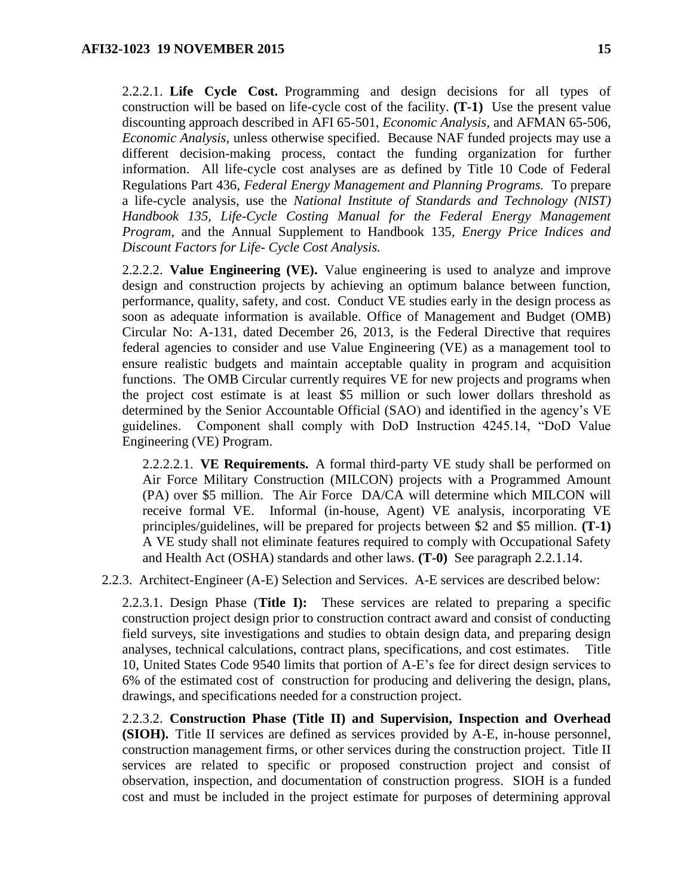2.2.2.1. **Life Cycle Cost.** Programming and design decisions for all types of construction will be based on life-cycle cost of the facility. **(T-1)** Use the present value discounting approach described in AFI 65-501, *Economic Analysis*, and AFMAN 65-506, *Economic Analysis*, unless otherwise specified. Because NAF funded projects may use a different decision-making process, contact the funding organization for further information. All life-cycle cost analyses are as defined by Title 10 Code of Federal Regulations Part 436, *Federal Energy Management and Planning Programs.* To prepare a life-cycle analysis, use the *National Institute of Standards and Technology (NIST) Handbook 135, Life-Cycle Costing Manual for the Federal Energy Management Program*, and the Annual Supplement to Handbook 135, *Energy Price Indices and Discount Factors for Life- Cycle Cost Analysis.*

2.2.2.2. **Value Engineering (VE).** Value engineering is used to analyze and improve design and construction projects by achieving an optimum balance between function, performance, quality, safety, and cost. Conduct VE studies early in the design process as soon as adequate information is available. Office of Management and Budget (OMB) Circular No: A-131, dated December 26, 2013, is the Federal Directive that requires federal agencies to consider and use Value Engineering (VE) as a management tool to ensure realistic budgets and maintain acceptable quality in program and acquisition functions. The OMB Circular currently requires VE for new projects and programs when the project cost estimate is at least \$5 million or such lower dollars threshold as determined by the Senior Accountable Official (SAO) and identified in the agency's VE guidelines. Component shall comply with DoD Instruction 4245.14, "DoD Value Engineering (VE) Program.

2.2.2.2.1. **VE Requirements.** A formal third-party VE study shall be performed on Air Force Military Construction (MILCON) projects with a Programmed Amount (PA) over \$5 million. The Air Force DA/CA will determine which MILCON will receive formal VE. Informal (in-house, Agent) VE analysis, incorporating VE principles/guidelines, will be prepared for projects between \$2 and \$5 million. **(T-1)** A VE study shall not eliminate features required to comply with Occupational Safety and Health Act (OSHA) standards and other laws. **(T-0)** See paragraph 2.2.1.14.

2.2.3. Architect-Engineer (A-E) Selection and Services. A-E services are described below:

2.2.3.1. Design Phase (**Title I):** These services are related to preparing a specific construction project design prior to construction contract award and consist of conducting field surveys, site investigations and studies to obtain design data, and preparing design analyses, technical calculations, contract plans, specifications, and cost estimates. Title 10, United States Code 9540 limits that portion of A-E's fee for direct design services to 6% of the estimated cost of construction for producing and delivering the design, plans, drawings, and specifications needed for a construction project.

2.2.3.2. **Construction Phase (Title II) and Supervision, Inspection and Overhead (SIOH).** Title II services are defined as services provided by A-E, in-house personnel, construction management firms, or other services during the construction project. Title II services are related to specific or proposed construction project and consist of observation, inspection, and documentation of construction progress. SIOH is a funded cost and must be included in the project estimate for purposes of determining approval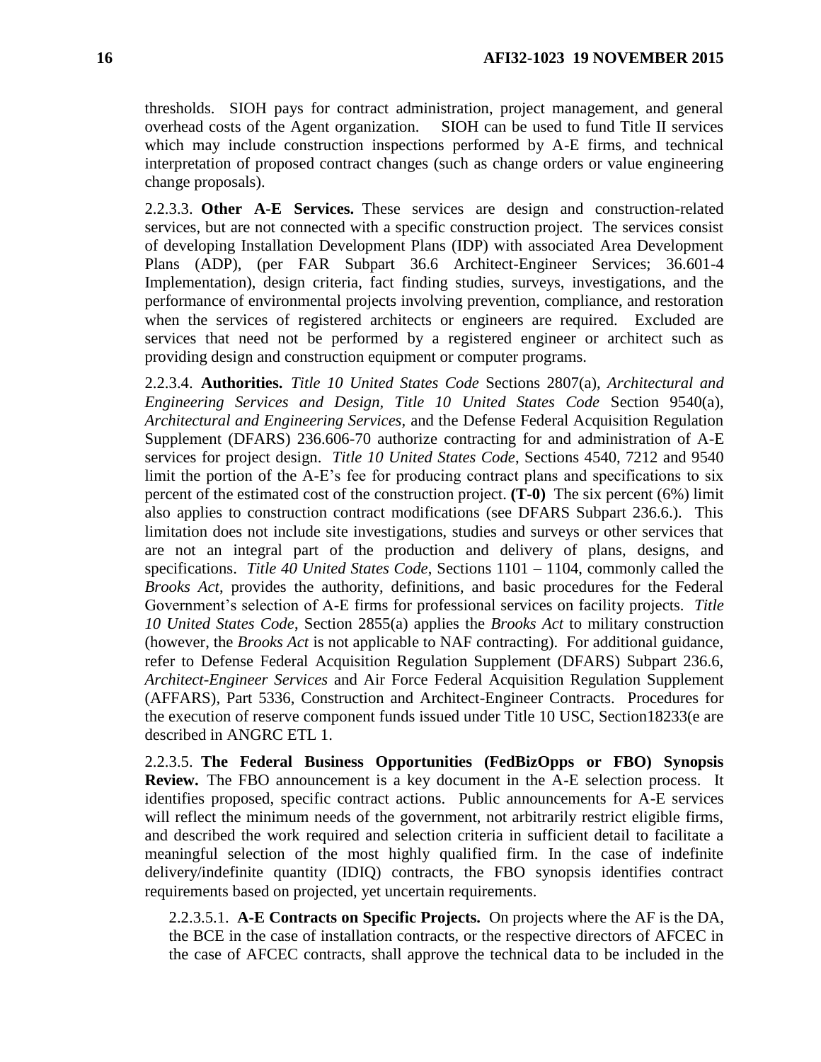thresholds. SIOH pays for contract administration, project management, and general overhead costs of the Agent organization. SIOH can be used to fund Title II services which may include construction inspections performed by A-E firms, and technical interpretation of proposed contract changes (such as change orders or value engineering change proposals).

2.2.3.3. **Other A-E Services.** These services are design and construction-related services, but are not connected with a specific construction project. The services consist of developing Installation Development Plans (IDP) with associated Area Development Plans (ADP), (per FAR Subpart 36.6 Architect-Engineer Services; 36.601-4 Implementation), design criteria, fact finding studies, surveys, investigations, and the performance of environmental projects involving prevention, compliance, and restoration when the services of registered architects or engineers are required. Excluded are services that need not be performed by a registered engineer or architect such as providing design and construction equipment or computer programs.

2.2.3.4. **Authorities.** *Title 10 United States Code* Sections 2807(a), *Architectural and Engineering Services and Design*, *Title 10 United States Code* Section 9540(a), *Architectural and Engineering Services*, and the Defense Federal Acquisition Regulation Supplement (DFARS) 236.606-70 authorize contracting for and administration of A-E services for project design. *Title 10 United States Code*, Sections 4540, 7212 and 9540 limit the portion of the A-E's fee for producing contract plans and specifications to six percent of the estimated cost of the construction project. **(T-0)** The six percent (6%) limit also applies to construction contract modifications (see DFARS Subpart 236.6.). This limitation does not include site investigations, studies and surveys or other services that are not an integral part of the production and delivery of plans, designs, and specifications. *Title 40 United States Code*, Sections 1101 – 1104, commonly called the *Brooks Act*, provides the authority, definitions, and basic procedures for the Federal Government's selection of A-E firms for professional services on facility projects. *Title 10 United States Code*, Section 2855(a) applies the *Brooks Act* to military construction (however, the *Brooks Act* is not applicable to NAF contracting). For additional guidance, refer to Defense Federal Acquisition Regulation Supplement (DFARS) Subpart 236.6, *Architect-Engineer Services* and Air Force Federal Acquisition Regulation Supplement (AFFARS), Part 5336, Construction and Architect-Engineer Contracts. Procedures for the execution of reserve component funds issued under Title 10 USC, Section18233(e are described in ANGRC ETL 1.

2.2.3.5. **The Federal Business Opportunities (FedBizOpps or FBO) Synopsis Review.** The FBO announcement is a key document in the A-E selection process. It identifies proposed, specific contract actions. Public announcements for A-E services will reflect the minimum needs of the government, not arbitrarily restrict eligible firms, and described the work required and selection criteria in sufficient detail to facilitate a meaningful selection of the most highly qualified firm. In the case of indefinite delivery/indefinite quantity (IDIQ) contracts, the FBO synopsis identifies contract requirements based on projected, yet uncertain requirements.

2.2.3.5.1. **A-E Contracts on Specific Projects.** On projects where the AF is the DA, the BCE in the case of installation contracts, or the respective directors of AFCEC in the case of AFCEC contracts, shall approve the technical data to be included in the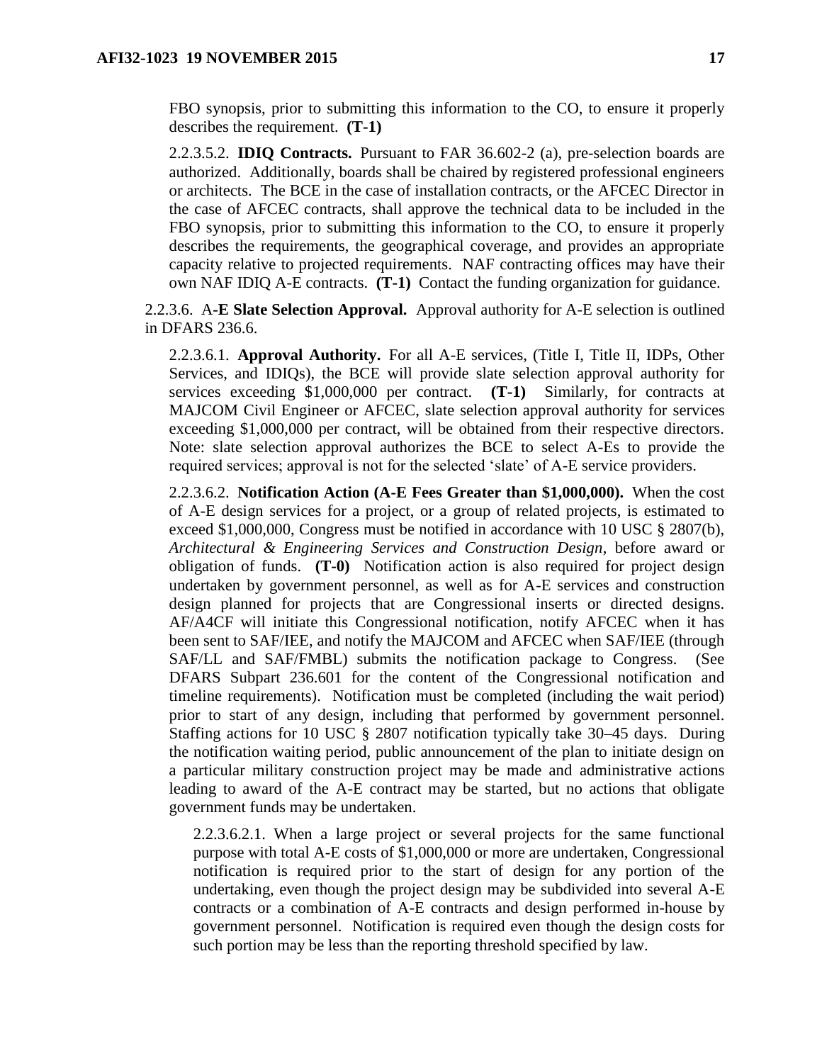FBO synopsis, prior to submitting this information to the CO, to ensure it properly describes the requirement. **(T-1)**

2.2.3.5.2. **IDIQ Contracts.** Pursuant to FAR 36.602-2 (a), pre-selection boards are authorized. Additionally, boards shall be chaired by registered professional engineers or architects. The BCE in the case of installation contracts, or the AFCEC Director in the case of AFCEC contracts, shall approve the technical data to be included in the FBO synopsis, prior to submitting this information to the CO, to ensure it properly describes the requirements, the geographical coverage, and provides an appropriate capacity relative to projected requirements. NAF contracting offices may have their own NAF IDIQ A-E contracts. **(T-1)** Contact the funding organization for guidance.

2.2.3.6. A-**E Slate Selection Approval.** Approval authority for A-E selection is outlined in DFARS 236.6.

2.2.3.6.1. **Approval Authority.** For all A-E services, (Title I, Title II, IDPs, Other Services, and IDIQs), the BCE will provide slate selection approval authority for services exceeding $1,000,000 per contract. **(T-1)** Similarly, for contracts at MAJCOM Civil Engineer or AFCEC, slate selection approval authority for services exceeding $1,000,000 per contract, will be obtained from their respective directors. Note: slate selection approval authorizes the BCE to select A-Es to provide the required services; approval is not for the selected 'slate' of A-E service providers.

2.2.3.6.2. **Notification Action (A-E Fees Greater than $1,000,000).** When the cost of A-E design services for a project, or a group of related projects, is estimated to exceed $1,000,000, Congress must be notified in accordance with 10 USC § 2807(b), *Architectural & Engineering Services and Construction Design*, before award or obligation of funds. **(T-0)** Notification action is also required for project design undertaken by government personnel, as well as for A-E services and construction design planned for projects that are Congressional inserts or directed designs. AF/A4CF will initiate this Congressional notification, notify AFCEC when it has been sent to SAF/IEE, and notify the MAJCOM and AFCEC when SAF/IEE (through SAF/LL and SAF/FMBL) submits the notification package to Congress. (See DFARS Subpart 236.601 for the content of the Congressional notification and timeline requirements). Notification must be completed (including the wait period) prior to start of any design, including that performed by government personnel. Staffing actions for 10 USC § 2807 notification typically take 30–45 days. During the notification waiting period, public announcement of the plan to initiate design on a particular military construction project may be made and administrative actions leading to award of the A-E contract may be started, but no actions that obligate government funds may be undertaken.

2.2.3.6.2.1. When a large project or several projects for the same functional purpose with total A-E costs of $1,000,000 or more are undertaken, Congressional notification is required prior to the start of design for any portion of the undertaking, even though the project design may be subdivided into several A-E contracts or a combination of A-E contracts and design performed in-house by government personnel. Notification is required even though the design costs for such portion may be less than the reporting threshold specified by law.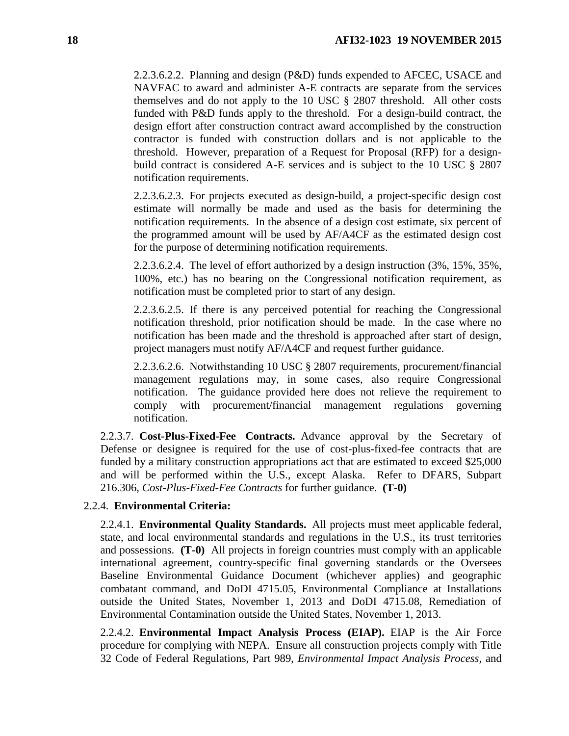2.2.3.6.2.2. Planning and design (P&D) funds expended to AFCEC, USACE and NAVFAC to award and administer A-E contracts are separate from the services themselves and do not apply to the 10 USC § 2807 threshold. All other costs funded with P&D funds apply to the threshold. For a design-build contract, the design effort after construction contract award accomplished by the construction contractor is funded with construction dollars and is not applicable to the threshold. However, preparation of a Request for Proposal (RFP) for a design-build contract is considered A-E services and is subject to the 10 USC § 2807 notification requirements.

2.2.3.6.2.3. For projects executed as design-build, a project-specific design cost estimate will normally be made and used as the basis for determining the notification requirements. In the absence of a design cost estimate, six percent of the programmed amount will be used by AF/A4CF as the estimated design cost for the purpose of determining notification requirements.

2.2.3.6.2.4. The level of effort authorized by a design instruction (3%, 15%, 35%, 100%, etc.) has no bearing on the Congressional notification requirement, as notification must be completed prior to start of any design.

2.2.3.6.2.5. If there is any perceived potential for reaching the Congressional notification threshold, prior notification should be made. In the case where no notification has been made and the threshold is approached after start of design, project managers must notify AF/A4CF and request further guidance.

2.2.3.6.2.6. Notwithstanding 10 USC § 2807 requirements, procurement/financial management regulations may, in some cases, also require Congressional notification. The guidance provided here does not relieve the requirement to comply with procurement/financial management regulations governing notification.

2.2.3.7. **Cost-Plus-Fixed-Fee Contracts.** Advance approval by the Secretary of Defense or designee is required for the use of cost-plus-fixed-fee contracts that are funded by a military construction appropriations act that are estimated to exceed $25,000 and will be performed within the U.S., except Alaska. Refer to DFARS, Subpart 216.306, *Cost-Plus-Fixed-Fee Contracts* for further guidance. **(T-0)**

2.2.4. **Environmental Criteria:**

2.2.4.1. **Environmental Quality Standards.** All projects must meet applicable federal, state, and local environmental standards and regulations in the U.S., its trust territories and possessions. **(T-0)** All projects in foreign countries must comply with an applicable international agreement, country-specific final governing standards or the Oversees Baseline Environmental Guidance Document (whichever applies) and geographic combatant command, and DoDI 4715.05, Environmental Compliance at Installations outside the United States, November 1, 2013 and DoDI 4715.08, Remediation of Environmental Contamination outside the United States, November 1, 2013.

2.2.4.2. **Environmental Impact Analysis Process (EIAP).** EIAP is the Air Force procedure for complying with NEPA. Ensure all construction projects comply with Title 32 Code of Federal Regulations, Part 989, *Environmental Impact Analysis Process,* and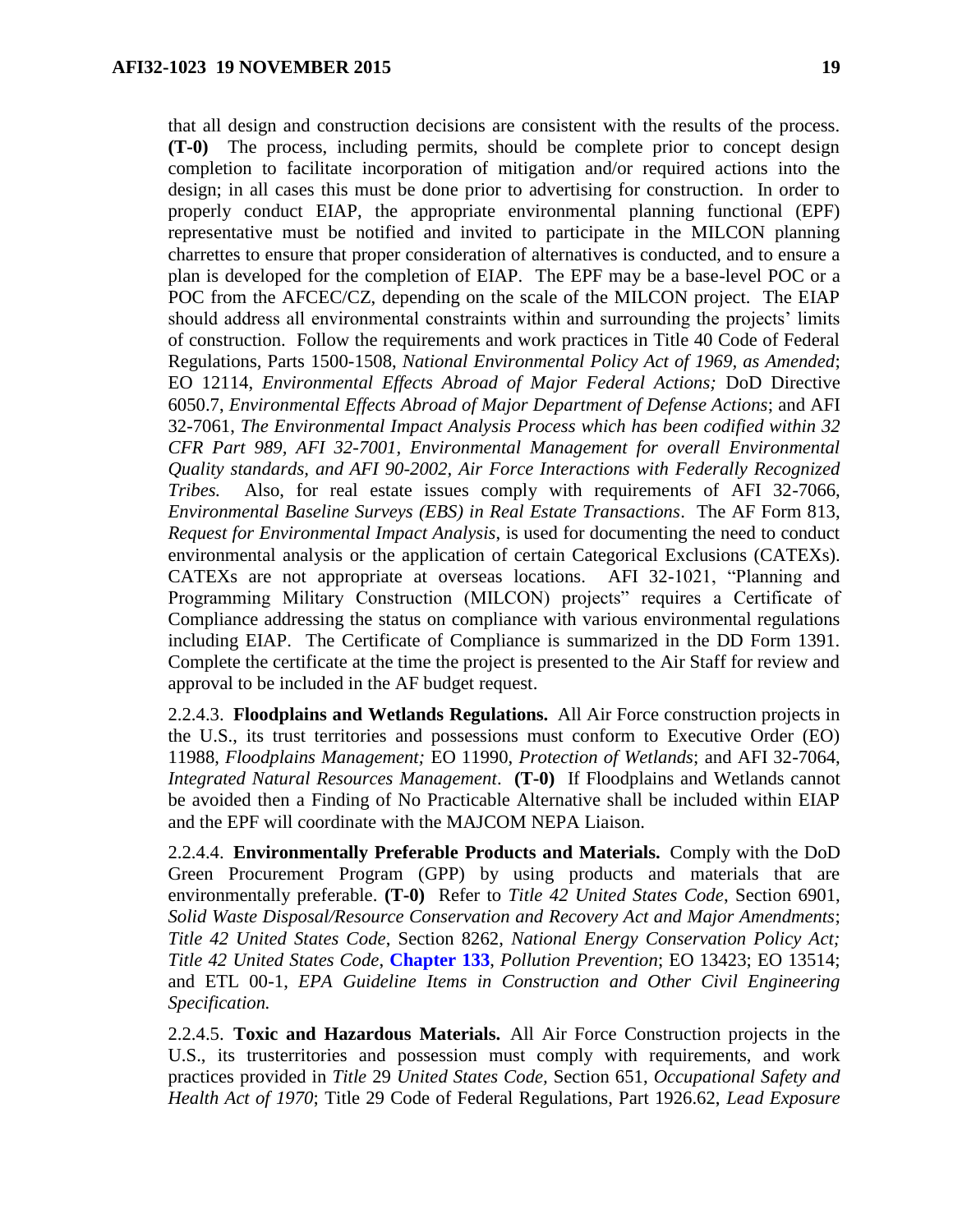that all design and construction decisions are consistent with the results of the process. **(T-0)** The process, including permits, should be complete prior to concept design completion to facilitate incorporation of mitigation and/or required actions into the design; in all cases this must be done prior to advertising for construction. In order to properly conduct EIAP, the appropriate environmental planning functional (EPF) representative must be notified and invited to participate in the MILCON planning charrettes to ensure that proper consideration of alternatives is conducted, and to ensure a plan is developed for the completion of EIAP. The EPF may be a base-level POC or a POC from the AFCEC/CZ, depending on the scale of the MILCON project. The EIAP should address all environmental constraints within and surrounding the projects' limits of construction. Follow the requirements and work practices in Title 40 Code of Federal Regulations, Parts 1500-1508, *National Environmental Policy Act of 1969, as Amended*; EO 12114, *Environmental Effects Abroad of Major Federal Actions;* DoD Directive 6050.7, *Environmental Effects Abroad of Major Department of Defense Actions*; and AFI 32-7061, *The Environmental Impact Analysis Process which has been codified within 32 CFR Part 989, AFI 32-7001, Environmental Management for overall Environmental Quality standards, and AFI 90-2002, Air Force Interactions with Federally Recognized Tribes.* Also, for real estate issues comply with requirements of AFI 32-7066, *Environmental Baseline Surveys (EBS) in Real Estate Transactions*. The AF Form 813, *Request for Environmental Impact Analysis*, is used for documenting the need to conduct environmental analysis or the application of certain Categorical Exclusions (CATEXs). CATEXs are not appropriate at overseas locations. AFI 32-1021, "Planning and Programming Military Construction (MILCON) projects" requires a Certificate of Compliance addressing the status on compliance with various environmental regulations including EIAP. The Certificate of Compliance is summarized in the DD Form 1391. Complete the certificate at the time the project is presented to the Air Staff for review and approval to be included in the AF budget request.

2.2.4.3. **Floodplains and Wetlands Regulations.** All Air Force construction projects in the U.S., its trust territories and possessions must conform to Executive Order (EO) 11988, *Floodplains Management;* EO 11990, *Protection of Wetlands*; and AFI 32-7064, *Integrated Natural Resources Management*. **(T-0)** If Floodplains and Wetlands cannot be avoided then a Finding of No Practicable Alternative shall be included within EIAP and the EPF will coordinate with the MAJCOM NEPA Liaison.

2.2.4.4. **Environmentally Preferable Products and Materials.** Comply with the DoD Green Procurement Program (GPP) by using products and materials that are environmentally preferable. **(T-0)** Refer to *Title 42 United States Code*, Section 6901, *Solid Waste Disposal/Resource Conservation and Recovery Act and Major Amendments*; *Title 42 United States Code*, Section 8262, *National Energy Conservation Policy Act; Title 42 United States Code*, **Chapter 133**, *Pollution Prevention*; EO 13423; EO 13514; and ETL 00-1, *EPA Guideline Items in Construction and Other Civil Engineering Specification.*

2.2.4.5. **Toxic and Hazardous Materials.** All Air Force Construction projects in the U.S., its trusterritories and possession must comply with requirements, and work practices provided in *Title* 29 *United States Code,* Section 651, *Occupational Safety and Health Act of 1970*; Title 29 Code of Federal Regulations, Part 1926.62, *Lead Exposure*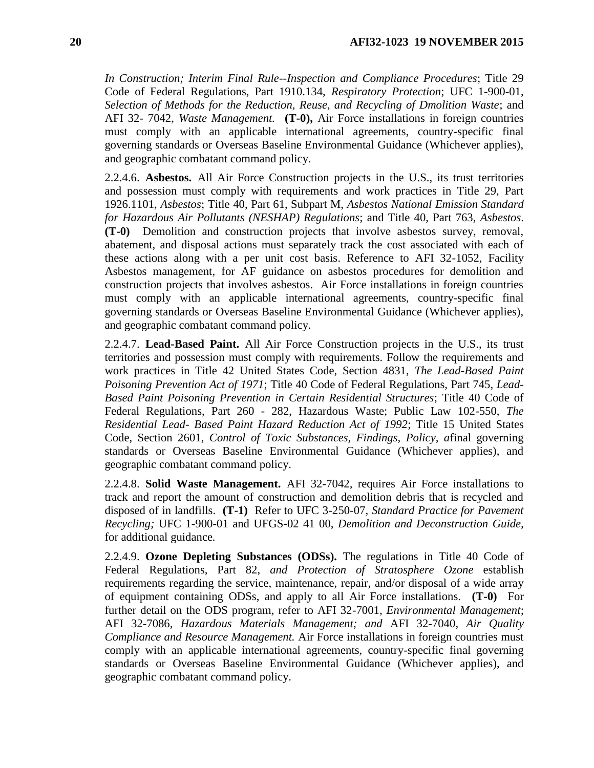*In Construction; Interim Final Rule--Inspection and Compliance Procedures*; Title 29 Code of Federal Regulations, Part 1910.134, *Respiratory Protection*; UFC 1-900-01, *Selection of Methods for the Reduction, Reuse, and Recycling of Dmolition Waste*; and AFI 32- 7042, *Waste Management.* **(T-0),** Air Force installations in foreign countries must comply with an applicable international agreements, country-specific final governing standards or Overseas Baseline Environmental Guidance (Whichever applies), and geographic combatant command policy.

2.2.4.6. **Asbestos.** All Air Force Construction projects in the U.S., its trust territories and possession must comply with requirements and work practices in Title 29, Part 1926.1101, *Asbestos*; Title 40, Part 61, Subpart M, *Asbestos National Emission Standard for Hazardous Air Pollutants (NESHAP) Regulations*; and Title 40, Part 763, *Asbestos*. **(T-0)** Demolition and construction projects that involve asbestos survey, removal, abatement, and disposal actions must separately track the cost associated with each of these actions along with a per unit cost basis. Reference to AFI 32-1052, Facility Asbestos management, for AF guidance on asbestos procedures for demolition and construction projects that involves asbestos. Air Force installations in foreign countries must comply with an applicable international agreements, country-specific final governing standards or Overseas Baseline Environmental Guidance (Whichever applies), and geographic combatant command policy.

2.2.4.7. **Lead-Based Paint.** All Air Force Construction projects in the U.S., its trust territories and possession must comply with requirements. Follow the requirements and work practices in Title 42 United States Code, Section 4831, *The Lead-Based Paint Poisoning Prevention Act of 1971*; Title 40 Code of Federal Regulations, Part 745, *Lead-Based Paint Poisoning Prevention in Certain Residential Structures*; Title 40 Code of Federal Regulations, Part 260 - 282, Hazardous Waste; Public Law 102-550, *The Residential Lead- Based Paint Hazard Reduction Act of 1992*; Title 15 United States Code, Section 2601, *Control of Toxic Substances, Findings, Policy, a*final governing standards or Overseas Baseline Environmental Guidance (Whichever applies), and geographic combatant command policy.

2.2.4.8. **Solid Waste Management.** AFI 32-7042, requires Air Force installations to track and report the amount of construction and demolition debris that is recycled and disposed of in landfills. **(T-1)** Refer to UFC 3-250-07, *Standard Practice for Pavement Recycling;* UFC 1-900-01 and UFGS-02 41 00, *Demolition and Deconstruction Guide,* for additional guidance.

2.2.4.9. **Ozone Depleting Substances (ODSs).** The regulations in Title 40 Code of Federal Regulations, Part 82, *and Protection of Stratosphere Ozone* establish requirements regarding the service, maintenance, repair, and/or disposal of a wide array of equipment containing ODSs, and apply to all Air Force installations. **(T-0)** For further detail on the ODS program, refer to AFI 32-7001, *Environmental Management*; AFI 32-7086, *Hazardous Materials Management; and* AFI 32-7040, *Air Quality Compliance and Resource Management.* Air Force installations in foreign countries must comply with an applicable international agreements, country-specific final governing standards or Overseas Baseline Environmental Guidance (Whichever applies), and geographic combatant command policy.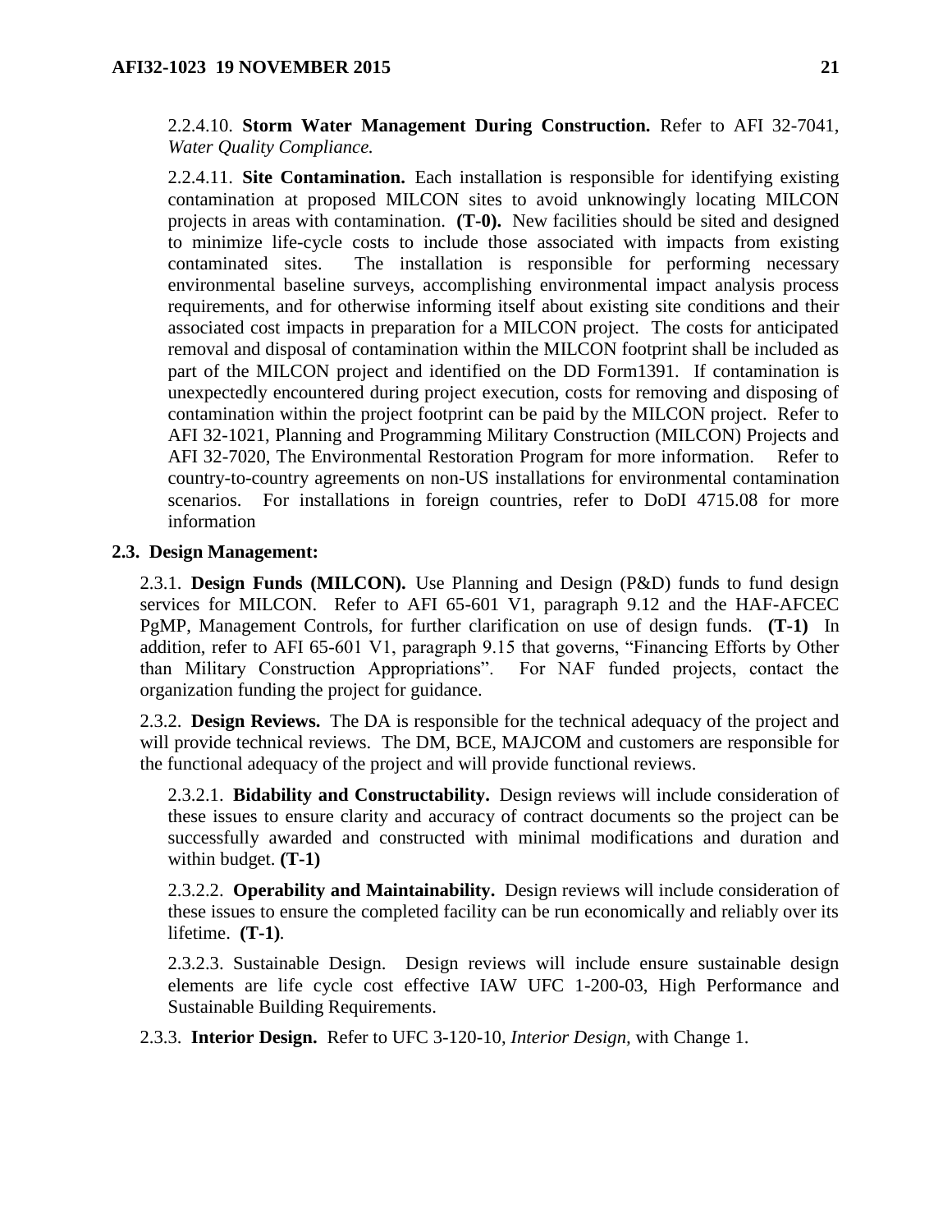2.2.4.10. **Storm Water Management During Construction.** Refer to AFI 32-7041, *Water Quality Compliance.*

2.2.4.11. **Site Contamination.** Each installation is responsible for identifying existing contamination at proposed MILCON sites to avoid unknowingly locating MILCON projects in areas with contamination. **(T-0).** New facilities should be sited and designed to minimize life-cycle costs to include those associated with impacts from existing contaminated sites. The installation is responsible for performing necessary environmental baseline surveys, accomplishing environmental impact analysis process requirements, and for otherwise informing itself about existing site conditions and their associated cost impacts in preparation for a MILCON project. The costs for anticipated removal and disposal of contamination within the MILCON footprint shall be included as part of the MILCON project and identified on the DD Form1391. If contamination is unexpectedly encountered during project execution, costs for removing and disposing of contamination within the project footprint can be paid by the MILCON project. Refer to AFI 32-1021, Planning and Programming Military Construction (MILCON) Projects and AFI 32-7020, The Environmental Restoration Program for more information. Refer to country-to-country agreements on non-US installations for environmental contamination scenarios. For installations in foreign countries, refer to DoDI 4715.08 for more information

**2.3. Design Management:**

2.3.1. **Design Funds (MILCON).** Use Planning and Design (P&D) funds to fund design services for MILCON. Refer to AFI 65-601 V1, paragraph 9.12 and the HAF-AFCEC PgMP, Management Controls, for further clarification on use of design funds. **(T-1)** In addition, refer to AFI 65-601 V1, paragraph 9.15 that governs, "Financing Efforts by Other than Military Construction Appropriations". For NAF funded projects, contact the organization funding the project for guidance.

2.3.2. **Design Reviews.** The DA is responsible for the technical adequacy of the project and will provide technical reviews. The DM, BCE, MAJCOM and customers are responsible for the functional adequacy of the project and will provide functional reviews.

2.3.2.1. **Bidability and Constructability.** Design reviews will include consideration of these issues to ensure clarity and accuracy of contract documents so the project can be successfully awarded and constructed with minimal modifications and duration and within budget. **(T-1)**

2.3.2.2. **Operability and Maintainability.** Design reviews will include consideration of these issues to ensure the completed facility can be run economically and reliably over its lifetime. **(T-1)**.

2.3.2.3. Sustainable Design. Design reviews will include ensure sustainable design elements are life cycle cost effective IAW UFC 1-200-03, High Performance and Sustainable Building Requirements.

2.3.3. **Interior Design.** Refer to UFC 3-120-10, *Interior Design*, with Change 1.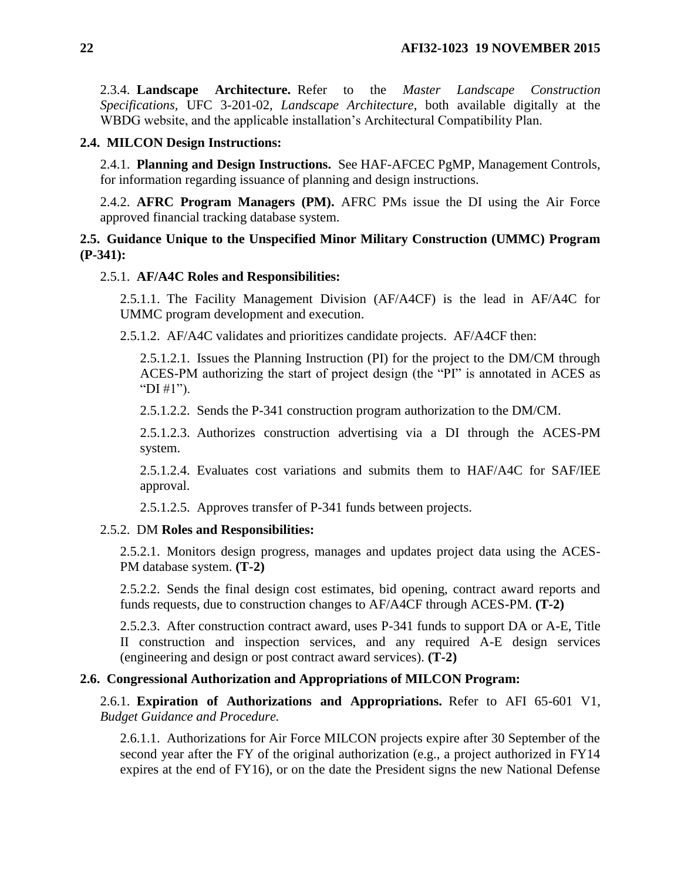2.3.4. **Landscape Architecture.** Refer to the *Master Landscape Construction Specifications*, UFC 3-201-02, *Landscape Architecture*, both available digitally at the WBDG website, and the applicable installation's Architectural Compatibility Plan.

**2.4. MILCON Design Instructions:**

2.4.1. **Planning and Design Instructions.** See HAF-AFCEC PgMP, Management Controls, for information regarding issuance of planning and design instructions.

2.4.2. **AFRC Program Managers (PM).** AFRC PMs issue the DI using the Air Force approved financial tracking database system.

**2.5. Guidance Unique to the Unspecified Minor Military Construction (UMMC) Program (P-341):**

2.5.1. **AF/A4C Roles and Responsibilities:**

2.5.1.1. The Facility Management Division (AF/A4CF) is the lead in AF/A4C for UMMC program development and execution.

2.5.1.2. AF/A4C validates and prioritizes candidate projects. AF/A4CF then:

2.5.1.2.1. Issues the Planning Instruction (PI) for the project to the DM/CM through ACES-PM authorizing the start of project design (the "PI" is annotated in ACES as "DI #1").

2.5.1.2.2. Sends the P-341 construction program authorization to the DM/CM.

2.5.1.2.3. Authorizes construction advertising via a DI through the ACES-PM system.

2.5.1.2.4. Evaluates cost variations and submits them to HAF/A4C for SAF/IEE approval.

2.5.1.2.5. Approves transfer of P-341 funds between projects.

2.5.2. DM **Roles and Responsibilities:**

2.5.2.1. Monitors design progress, manages and updates project data using the ACES-PM database system. **(T-2)**

2.5.2.2. Sends the final design cost estimates, bid opening, contract award reports and funds requests, due to construction changes to AF/A4CF through ACES-PM. **(T-2)**

2.5.2.3. After construction contract award, uses P-341 funds to support DA or A-E, Title II construction and inspection services, and any required A-E design services (engineering and design or post contract award services). **(T-2)**

**2.6. Congressional Authorization and Appropriations of MILCON Program:**

2.6.1. **Expiration of Authorizations and Appropriations.** Refer to AFI 65-601 V1, *Budget Guidance and Procedure.*

2.6.1.1. Authorizations for Air Force MILCON projects expire after 30 September of the second year after the FY of the original authorization (e.g., a project authorized in FY14 expires at the end of FY16), or on the date the President signs the new National Defense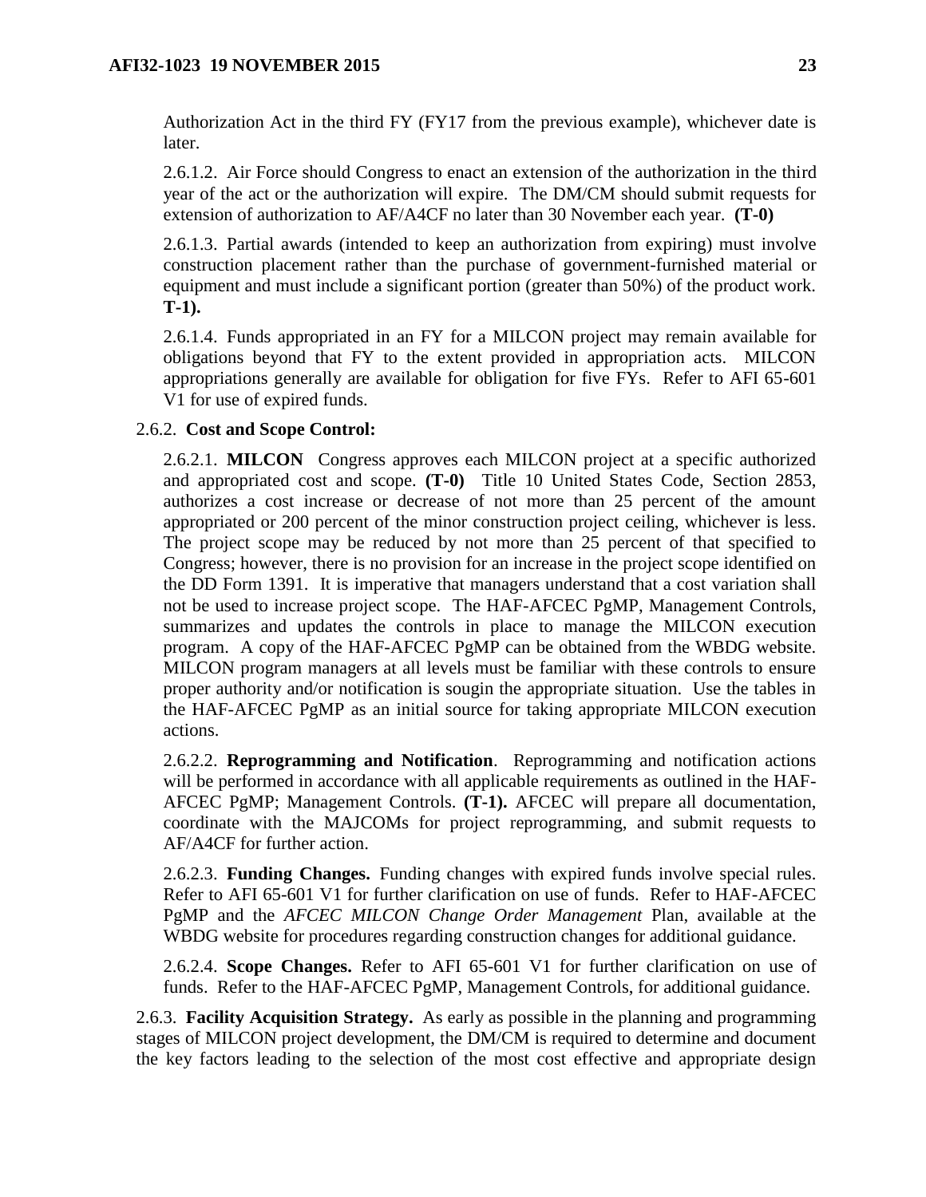Authorization Act in the third FY (FY17 from the previous example), whichever date is later.

2.6.1.2. Air Force should Congress to enact an extension of the authorization in the third year of the act or the authorization will expire. The DM/CM should submit requests for extension of authorization to AF/A4CF no later than 30 November each year. **(T-0)**

2.6.1.3. Partial awards (intended to keep an authorization from expiring) must involve construction placement rather than the purchase of government-furnished material or equipment and must include a significant portion (greater than 50%) of the product work. **T-1).**

2.6.1.4. Funds appropriated in an FY for a MILCON project may remain available for obligations beyond that FY to the extent provided in appropriation acts. MILCON appropriations generally are available for obligation for five FYs. Refer to AFI 65-601 V1 for use of expired funds.

2.6.2. **Cost and Scope Control:**

2.6.2.1. **MILCON** Congress approves each MILCON project at a specific authorized and appropriated cost and scope. **(T-0)** Title 10 United States Code, Section 2853, authorizes a cost increase or decrease of not more than 25 percent of the amount appropriated or 200 percent of the minor construction project ceiling, whichever is less. The project scope may be reduced by not more than 25 percent of that specified to Congress; however, there is no provision for an increase in the project scope identified on the DD Form 1391. It is imperative that managers understand that a cost variation shall not be used to increase project scope. The HAF-AFCEC PgMP, Management Controls, summarizes and updates the controls in place to manage the MILCON execution program. A copy of the HAF-AFCEC PgMP can be obtained from the WBDG website. MILCON program managers at all levels must be familiar with these controls to ensure proper authority and/or notification is sougin the appropriate situation. Use the tables in the HAF-AFCEC PgMP as an initial source for taking appropriate MILCON execution actions.

2.6.2.2. **Reprogramming and Notification**. Reprogramming and notification actions will be performed in accordance with all applicable requirements as outlined in the HAF-AFCEC PgMP; Management Controls. **(T-1).** AFCEC will prepare all documentation, coordinate with the MAJCOMs for project reprogramming, and submit requests to AF/A4CF for further action.

2.6.2.3. **Funding Changes.** Funding changes with expired funds involve special rules. Refer to AFI 65-601 V1 for further clarification on use of funds. Refer to HAF-AFCEC PgMP and the *AFCEC MILCON Change Order Management* Plan, available at the WBDG website for procedures regarding construction changes for additional guidance.

2.6.2.4. **Scope Changes.** Refer to AFI 65-601 V1 for further clarification on use of funds. Refer to the HAF-AFCEC PgMP, Management Controls, for additional guidance.

2.6.3. **Facility Acquisition Strategy.** As early as possible in the planning and programming stages of MILCON project development, the DM/CM is required to determine and document the key factors leading to the selection of the most cost effective and appropriate design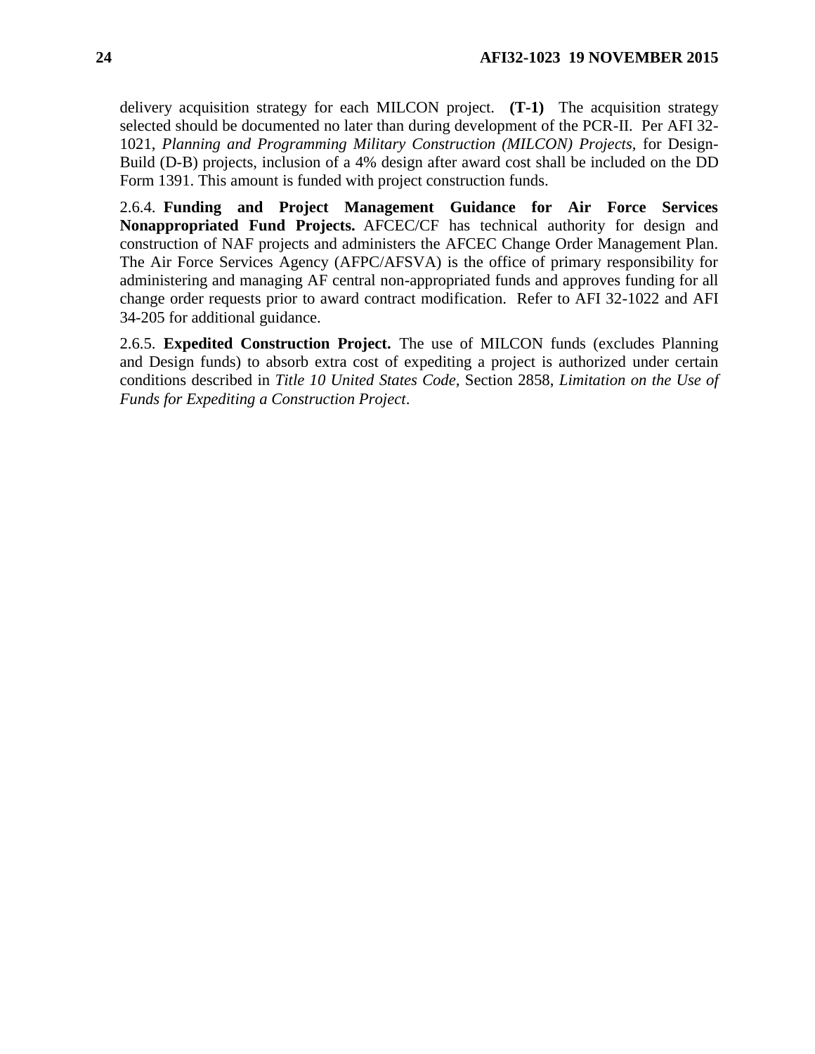delivery acquisition strategy for each MILCON project. **(T-1)** The acquisition strategy selected should be documented no later than during development of the PCR-II. Per AFI 32-1021, *Planning and Programming Military Construction (MILCON) Projects,* for Design-Build (D-B) projects, inclusion of a 4% design after award cost shall be included on the DD Form 1391. This amount is funded with project construction funds.

2.6.4. **Funding and Project Management Guidance for Air Force Services Nonappropriated Fund Projects.** AFCEC/CF has technical authority for design and construction of NAF projects and administers the AFCEC Change Order Management Plan. The Air Force Services Agency (AFPC/AFSVA) is the office of primary responsibility for administering and managing AF central non-appropriated funds and approves funding for all change order requests prior to award contract modification. Refer to AFI 32-1022 and AFI 34-205 for additional guidance.

2.6.5. **Expedited Construction Project.** The use of MILCON funds (excludes Planning and Design funds) to absorb extra cost of expediting a project is authorized under certain conditions described in *Title 10 United States Code,* Section 2858, *Limitation on the Use of Funds for Expediting a Construction Project*.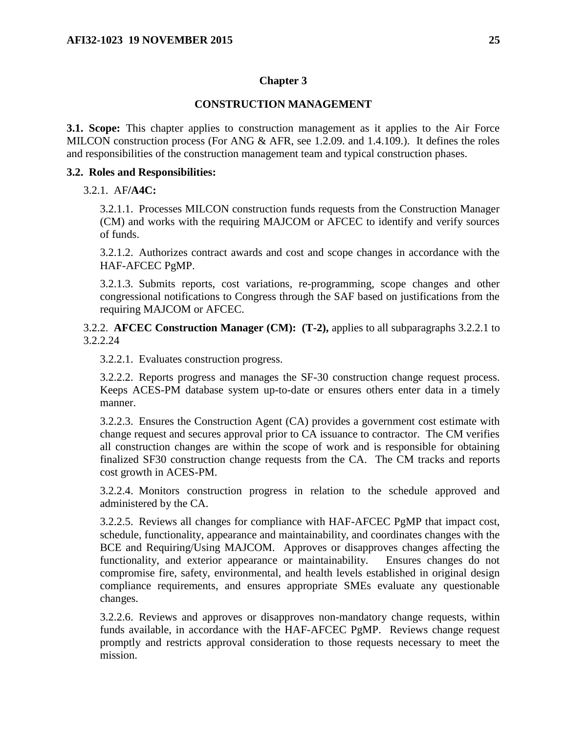# Chapter 3

## CONSTRUCTION MANAGEMENT

**3.1. Scope:** This chapter applies to construction management as it applies to the Air Force MILCON construction process (For ANG & AFR, see 1.2.09. and 1.4.109.). It defines the roles and responsibilities of the construction management team and typical construction phases.

**3.2. Roles and Responsibilities:**

3.2.1. AF/**A4C:**

3.2.1.1. Processes MILCON construction funds requests from the Construction Manager (CM) and works with the requiring MAJCOM or AFCEC to identify and verify sources of funds.

3.2.1.2. Authorizes contract awards and cost and scope changes in accordance with the HAF-AFCEC PgMP.

3.2.1.3. Submits reports, cost variations, re-programming, scope changes and other congressional notifications to Congress through the SAF based on justifications from the requiring MAJCOM or AFCEC.

3.2.2. **AFCEC Construction Manager (CM): (T-2),** applies to all subparagraphs 3.2.2.1 to 3.2.2.24

3.2.2.1. Evaluates construction progress.

3.2.2.2. Reports progress and manages the SF-30 construction change request process. Keeps ACES-PM database system up-to-date or ensures others enter data in a timely manner.

3.2.2.3. Ensures the Construction Agent (CA) provides a government cost estimate with change request and secures approval prior to CA issuance to contractor. The CM verifies all construction changes are within the scope of work and is responsible for obtaining finalized SF30 construction change requests from the CA. The CM tracks and reports cost growth in ACES-PM.

3.2.2.4. Monitors construction progress in relation to the schedule approved and administered by the CA.

3.2.2.5. Reviews all changes for compliance with HAF-AFCEC PgMP that impact cost, schedule, functionality, appearance and maintainability, and coordinates changes with the BCE and Requiring/Using MAJCOM. Approves or disapproves changes affecting the functionality, and exterior appearance or maintainability. Ensures changes do not compromise fire, safety, environmental, and health levels established in original design compliance requirements, and ensures appropriate SMEs evaluate any questionable changes.

3.2.2.6. Reviews and approves or disapproves non-mandatory change requests, within funds available, in accordance with the HAF-AFCEC PgMP. Reviews change request promptly and restricts approval consideration to those requests necessary to meet the mission.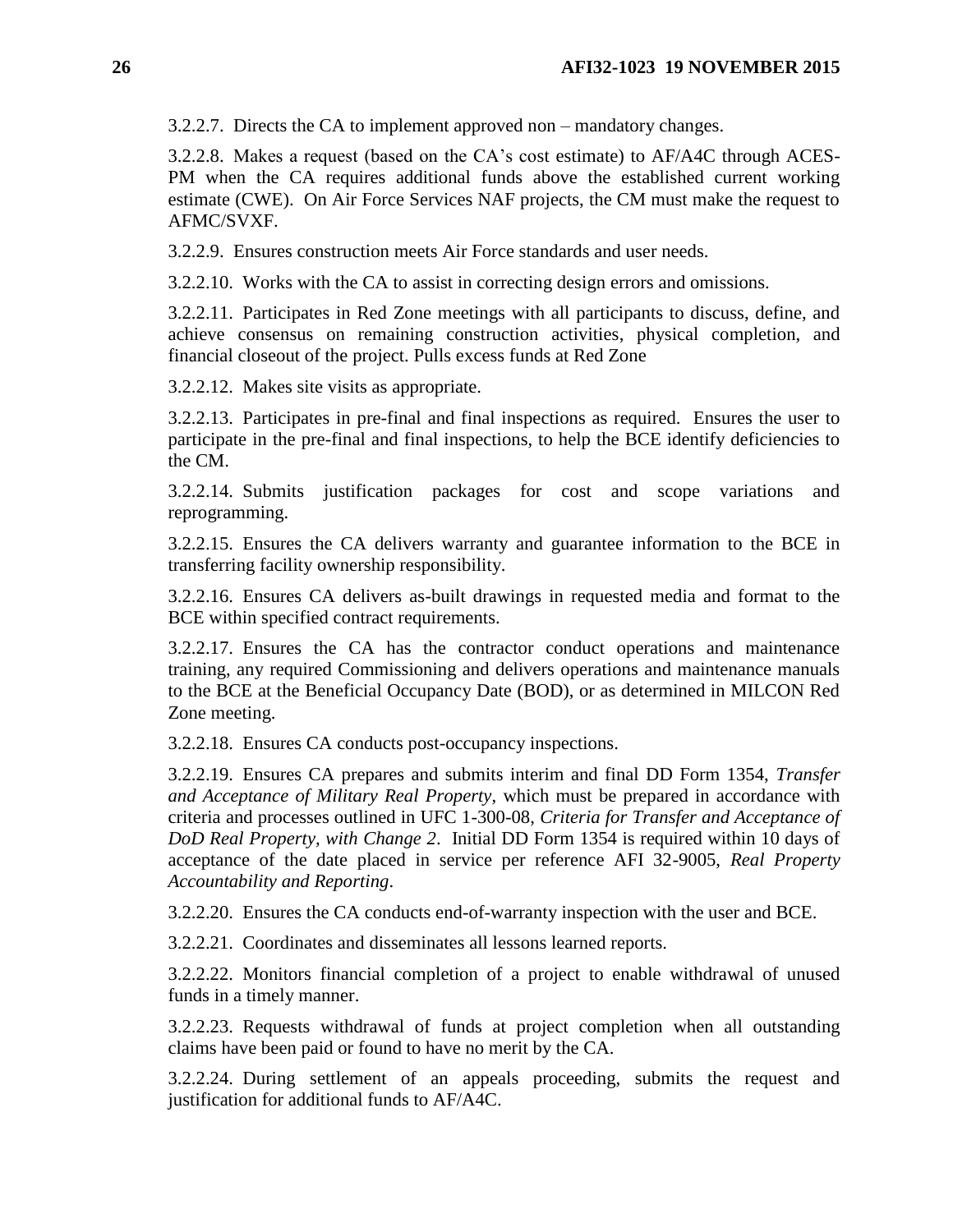3.2.2.7. Directs the CA to implement approved non – mandatory changes.

3.2.2.8. Makes a request (based on the CA's cost estimate) to AF/A4C through ACES-PM when the CA requires additional funds above the established current working estimate (CWE). On Air Force Services NAF projects, the CM must make the request to AFMC/SVXF.

3.2.2.9. Ensures construction meets Air Force standards and user needs.

3.2.2.10. Works with the CA to assist in correcting design errors and omissions.

3.2.2.11. Participates in Red Zone meetings with all participants to discuss, define, and achieve consensus on remaining construction activities, physical completion, and financial closeout of the project. Pulls excess funds at Red Zone

3.2.2.12. Makes site visits as appropriate.

3.2.2.13. Participates in pre-final and final inspections as required. Ensures the user to participate in the pre-final and final inspections, to help the BCE identify deficiencies to the CM.

3.2.2.14. Submits justification packages for cost and scope variations and reprogramming.

3.2.2.15. Ensures the CA delivers warranty and guarantee information to the BCE in transferring facility ownership responsibility.

3.2.2.16. Ensures CA delivers as-built drawings in requested media and format to the BCE within specified contract requirements.

3.2.2.17. Ensures the CA has the contractor conduct operations and maintenance training, any required Commissioning and delivers operations and maintenance manuals to the BCE at the Beneficial Occupancy Date (BOD), or as determined in MILCON Red Zone meeting.

3.2.2.18. Ensures CA conducts post-occupancy inspections.

3.2.2.19. Ensures CA prepares and submits interim and final DD Form 1354, *Transfer and Acceptance of Military Real Property*, which must be prepared in accordance with criteria and processes outlined in UFC 1-300-08, *Criteria for Transfer and Acceptance of DoD Real Property, with Change 2*. Initial DD Form 1354 is required within 10 days of acceptance of the date placed in service per reference AFI 32-9005, *Real Property Accountability and Reporting*.

3.2.2.20. Ensures the CA conducts end-of-warranty inspection with the user and BCE.

3.2.2.21. Coordinates and disseminates all lessons learned reports.

3.2.2.22. Monitors financial completion of a project to enable withdrawal of unused funds in a timely manner.

3.2.2.23. Requests withdrawal of funds at project completion when all outstanding claims have been paid or found to have no merit by the CA.

3.2.2.24. During settlement of an appeals proceeding, submits the request and justification for additional funds to AF/A4C.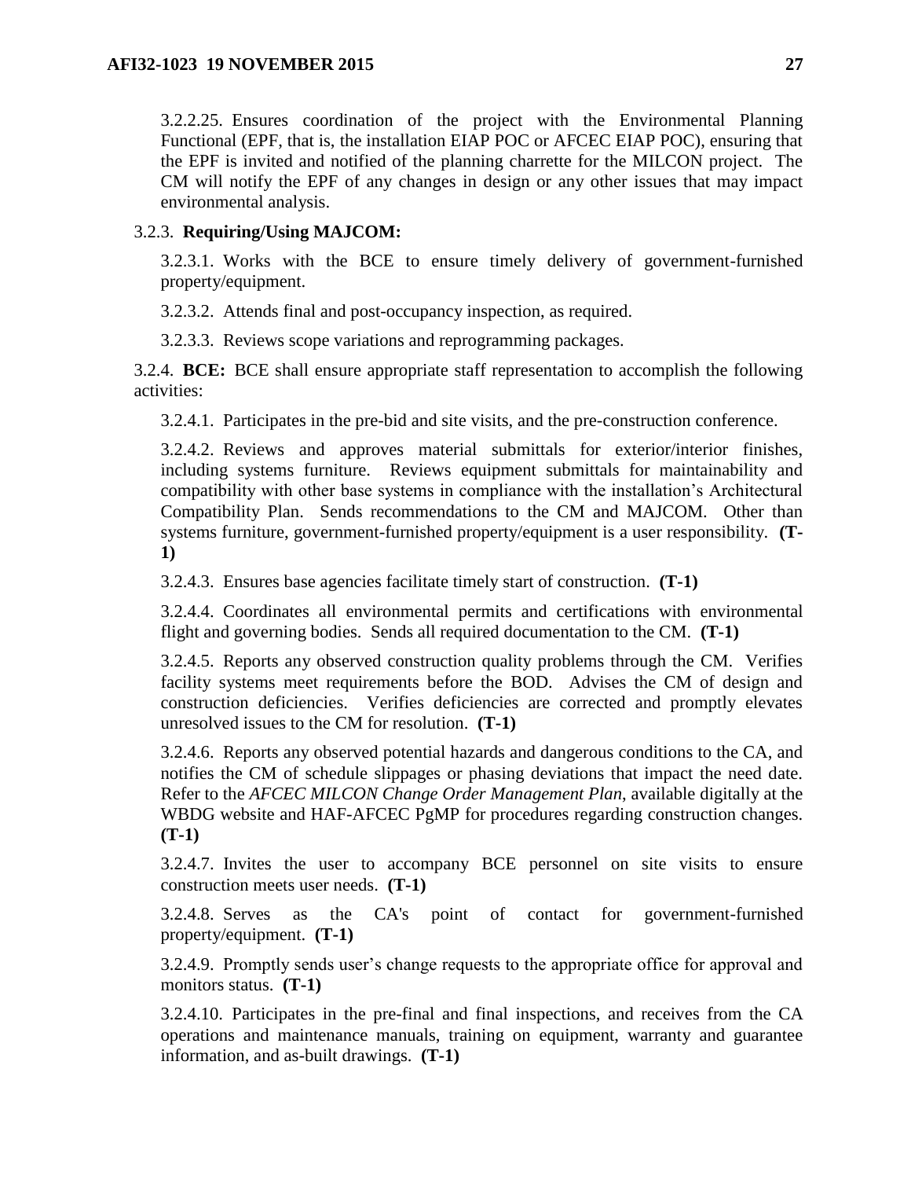3.2.2.25. Ensures coordination of the project with the Environmental Planning Functional (EPF, that is, the installation EIAP POC or AFCEC EIAP POC), ensuring that the EPF is invited and notified of the planning charrette for the MILCON project. The CM will notify the EPF of any changes in design or any other issues that may impact environmental analysis.

3.2.3. **Requiring/Using MAJCOM:**

3.2.3.1. Works with the BCE to ensure timely delivery of government-furnished property/equipment.

3.2.3.2. Attends final and post-occupancy inspection, as required.

3.2.3.3. Reviews scope variations and reprogramming packages.

3.2.4. **BCE:** BCE shall ensure appropriate staff representation to accomplish the following activities:

3.2.4.1. Participates in the pre-bid and site visits, and the pre-construction conference.

3.2.4.2. Reviews and approves material submittals for exterior/interior finishes, including systems furniture. Reviews equipment submittals for maintainability and compatibility with other base systems in compliance with the installation's Architectural Compatibility Plan. Sends recommendations to the CM and MAJCOM. Other than systems furniture, government-furnished property/equipment is a user responsibility. **(T-1)**

3.2.4.3. Ensures base agencies facilitate timely start of construction. **(T-1)**

3.2.4.4. Coordinates all environmental permits and certifications with environmental flight and governing bodies. Sends all required documentation to the CM. **(T-1)**

3.2.4.5. Reports any observed construction quality problems through the CM. Verifies facility systems meet requirements before the BOD. Advises the CM of design and construction deficiencies. Verifies deficiencies are corrected and promptly elevates unresolved issues to the CM for resolution. **(T-1)**

3.2.4.6. Reports any observed potential hazards and dangerous conditions to the CA, and notifies the CM of schedule slippages or phasing deviations that impact the need date. Refer to the *AFCEC MILCON Change Order Management Plan*, available digitally at the WBDG website and HAF-AFCEC PgMP for procedures regarding construction changes. **(T-1)**

3.2.4.7. Invites the user to accompany BCE personnel on site visits to ensure construction meets user needs. **(T-1)**

3.2.4.8. Serves as the CA's point of contact for government-furnished property/equipment. **(T-1)**

3.2.4.9. Promptly sends user's change requests to the appropriate office for approval and monitors status. **(T-1)**

3.2.4.10. Participates in the pre-final and final inspections, and receives from the CA operations and maintenance manuals, training on equipment, warranty and guarantee information, and as-built drawings. **(T-1)**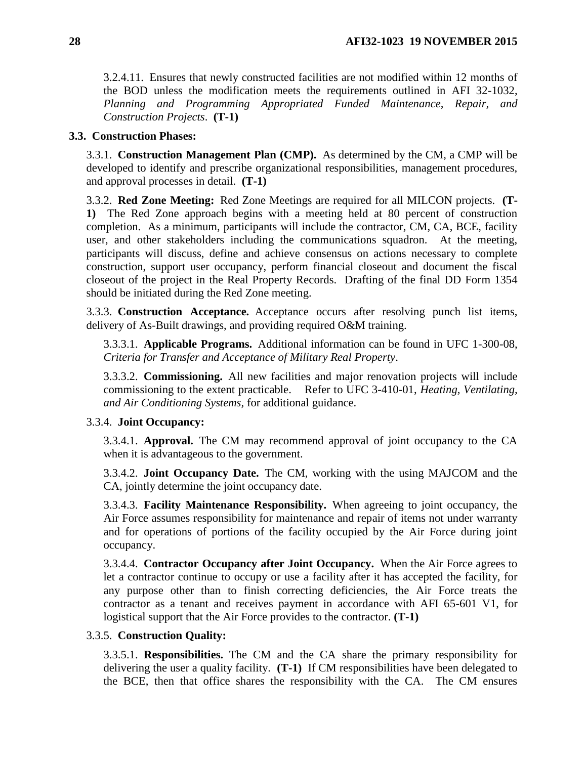3.2.4.11. Ensures that newly constructed facilities are not modified within 12 months of the BOD unless the modification meets the requirements outlined in AFI 32-1032, *Planning and Programming Appropriated Funded Maintenance, Repair, and Construction Projects*. **(T-1)**

**3.3. Construction Phases:**

3.3.1. **Construction Management Plan (CMP).** As determined by the CM, a CMP will be developed to identify and prescribe organizational responsibilities, management procedures, and approval processes in detail. **(T-1)**

3.3.2. **Red Zone Meeting:** Red Zone Meetings are required for all MILCON projects. **(T-1)** The Red Zone approach begins with a meeting held at 80 percent of construction completion. As a minimum, participants will include the contractor, CM, CA, BCE, facility user, and other stakeholders including the communications squadron. At the meeting, participants will discuss, define and achieve consensus on actions necessary to complete construction, support user occupancy, perform financial closeout and document the fiscal closeout of the project in the Real Property Records. Drafting of the final DD Form 1354 should be initiated during the Red Zone meeting.

3.3.3. **Construction Acceptance.** Acceptance occurs after resolving punch list items, delivery of As-Built drawings, and providing required O&M training.

3.3.3.1. **Applicable Programs.** Additional information can be found in UFC 1-300-08, *Criteria for Transfer and Acceptance of Military Real Property*.

3.3.3.2. **Commissioning.** All new facilities and major renovation projects will include commissioning to the extent practicable. Refer to UFC 3-410-01, *Heating, Ventilating, and Air Conditioning Systems,* for additional guidance.

3.3.4. **Joint Occupancy:**

3.3.4.1. **Approval.** The CM may recommend approval of joint occupancy to the CA when it is advantageous to the government.

3.3.4.2. **Joint Occupancy Date.** The CM, working with the using MAJCOM and the CA, jointly determine the joint occupancy date.

3.3.4.3. **Facility Maintenance Responsibility.** When agreeing to joint occupancy, the Air Force assumes responsibility for maintenance and repair of items not under warranty and for operations of portions of the facility occupied by the Air Force during joint occupancy.

3.3.4.4. **Contractor Occupancy after Joint Occupancy.** When the Air Force agrees to let a contractor continue to occupy or use a facility after it has accepted the facility, for any purpose other than to finish correcting deficiencies, the Air Force treats the contractor as a tenant and receives payment in accordance with AFI 65-601 V1, for logistical support that the Air Force provides to the contractor. **(T-1)**

3.3.5. **Construction Quality:**

3.3.5.1. **Responsibilities.** The CM and the CA share the primary responsibility for delivering the user a quality facility. **(T-1)** If CM responsibilities have been delegated to the BCE, then that office shares the responsibility with the CA. The CM ensures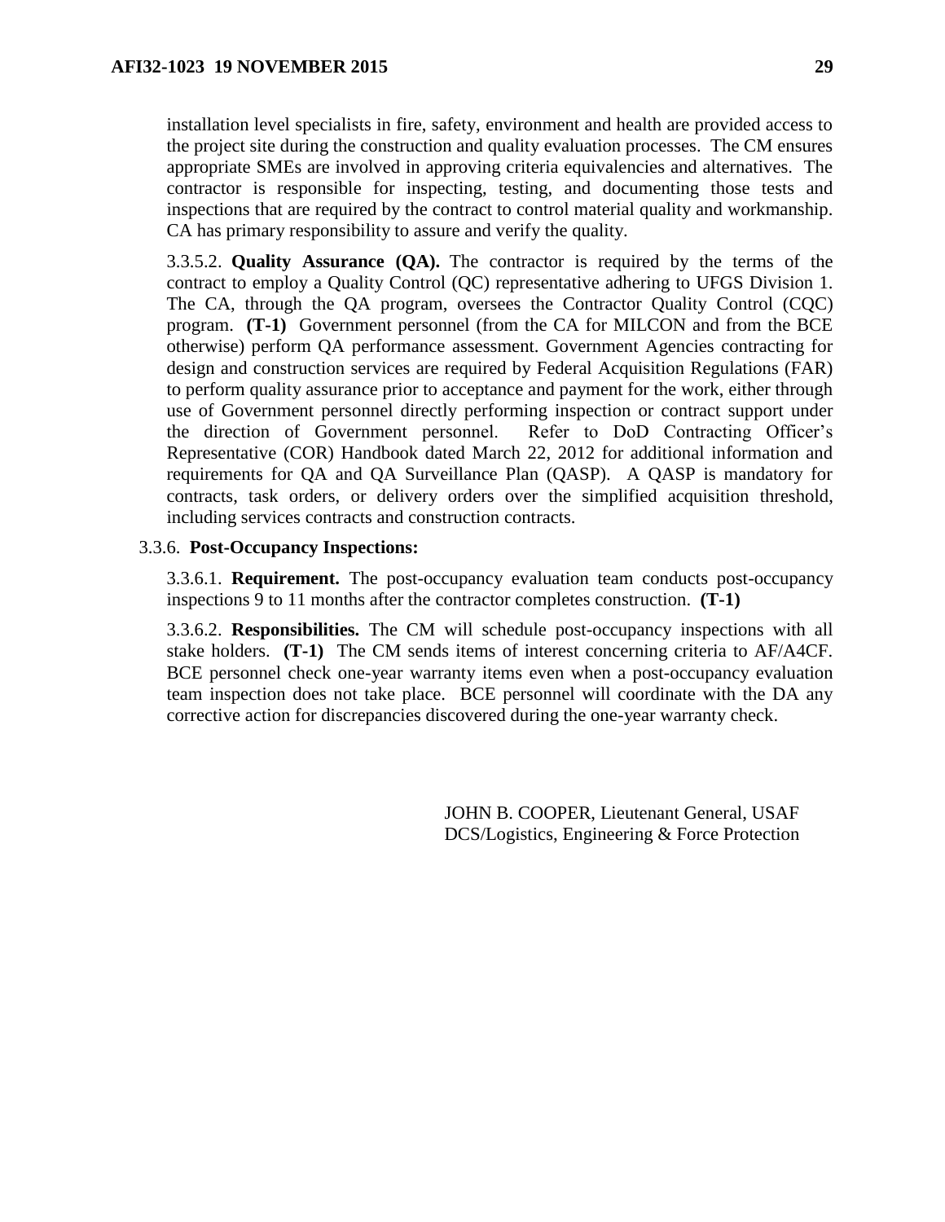installation level specialists in fire, safety, environment and health are provided access to the project site during the construction and quality evaluation processes. The CM ensures appropriate SMEs are involved in approving criteria equivalencies and alternatives. The contractor is responsible for inspecting, testing, and documenting those tests and inspections that are required by the contract to control material quality and workmanship. CA has primary responsibility to assure and verify the quality.

3.3.5.2. **Quality Assurance (QA).** The contractor is required by the terms of the contract to employ a Quality Control (QC) representative adhering to UFGS Division 1. The CA, through the QA program, oversees the Contractor Quality Control (CQC) program. **(T-1)** Government personnel (from the CA for MILCON and from the BCE otherwise) perform QA performance assessment. Government Agencies contracting for design and construction services are required by Federal Acquisition Regulations (FAR) to perform quality assurance prior to acceptance and payment for the work, either through use of Government personnel directly performing inspection or contract support under the direction of Government personnel. Refer to DoD Contracting Officer's Representative (COR) Handbook dated March 22, 2012 for additional information and requirements for QA and QA Surveillance Plan (QASP). A QASP is mandatory for contracts, task orders, or delivery orders over the simplified acquisition threshold, including services contracts and construction contracts.

3.3.6. **Post-Occupancy Inspections:**

3.3.6.1. **Requirement.** The post-occupancy evaluation team conducts post-occupancy inspections 9 to 11 months after the contractor completes construction. **(T-1)**

3.3.6.2. **Responsibilities.** The CM will schedule post-occupancy inspections with all stake holders. **(T-1)** The CM sends items of interest concerning criteria to AF/A4CF. BCE personnel check one-year warranty items even when a post-occupancy evaluation team inspection does not take place. BCE personnel will coordinate with the DA any corrective action for discrepancies discovered during the one-year warranty check.

JOHN B. COOPER, Lieutenant General, USAF
DCS/Logistics, Engineering & Force Protection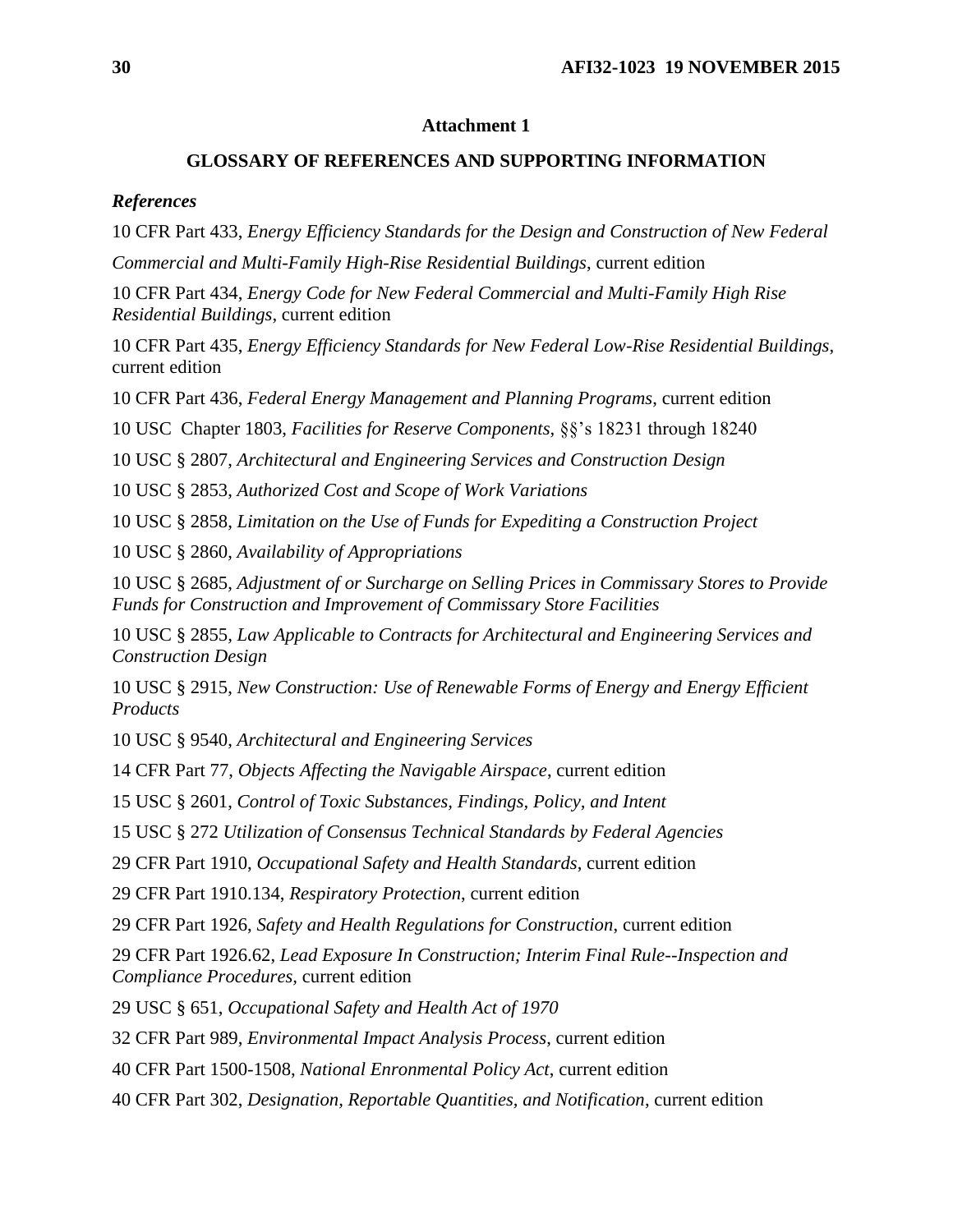**Attachment 1**

**GLOSSARY OF REFERENCES AND SUPPORTING INFORMATION**

***References***

10 CFR Part 433, *Energy Efficiency Standards for the Design and Construction of New Federal Commercial and Multi-Family High-Rise Residential Buildings*, current edition

10 CFR Part 434, *Energy Code for New Federal Commercial and Multi-Family High Rise Residential Buildings*, current edition

10 CFR Part 435, *Energy Efficiency Standards for New Federal Low-Rise Residential Buildings*, current edition

10 CFR Part 436, *Federal Energy Management and Planning Programs*, current edition

10 USC Chapter 1803, *Facilities for Reserve Components,* §§'s 18231 through 18240

10 USC § 2807, *Architectural and Engineering Services and Construction Design*

10 USC § 2853, *Authorized Cost and Scope of Work Variations*

10 USC § 2858, *Limitation on the Use of Funds for Expediting a Construction Project*

10 USC § 2860, *Availability of Appropriations*

10 USC § 2685, *Adjustment of or Surcharge on Selling Prices in Commissary Stores to Provide Funds for Construction and Improvement of Commissary Store Facilities*

10 USC § 2855, *Law Applicable to Contracts for Architectural and Engineering Services and Construction Design*

10 USC § 2915, *New Construction: Use of Renewable Forms of Energy and Energy Efficient Products*

10 USC § 9540, *Architectural and Engineering Services*

14 CFR Part 77, *Objects Affecting the Navigable Airspace*, current edition

15 USC § 2601, *Control of Toxic Substances, Findings, Policy, and Intent*

15 USC § 272 *Utilization of Consensus Technical Standards by Federal Agencies*

29 CFR Part 1910, *Occupational Safety and Health Standards*, current edition

29 CFR Part 1910.134, *Respiratory Protection*, current edition

29 CFR Part 1926, *Safety and Health Regulations for Construction*, current edition

29 CFR Part 1926.62, *Lead Exposure In Construction; Interim Final Rule--Inspection and Compliance Procedures,* current edition

29 USC § 651, *Occupational Safety and Health Act of 1970*

32 CFR Part 989, *Environmental Impact Analysis Process*, current edition

40 CFR Part 1500-1508, *National Enronmental Policy Act*, current edition

40 CFR Part 302, *Designation, Reportable Quantities, and Notification*, current edition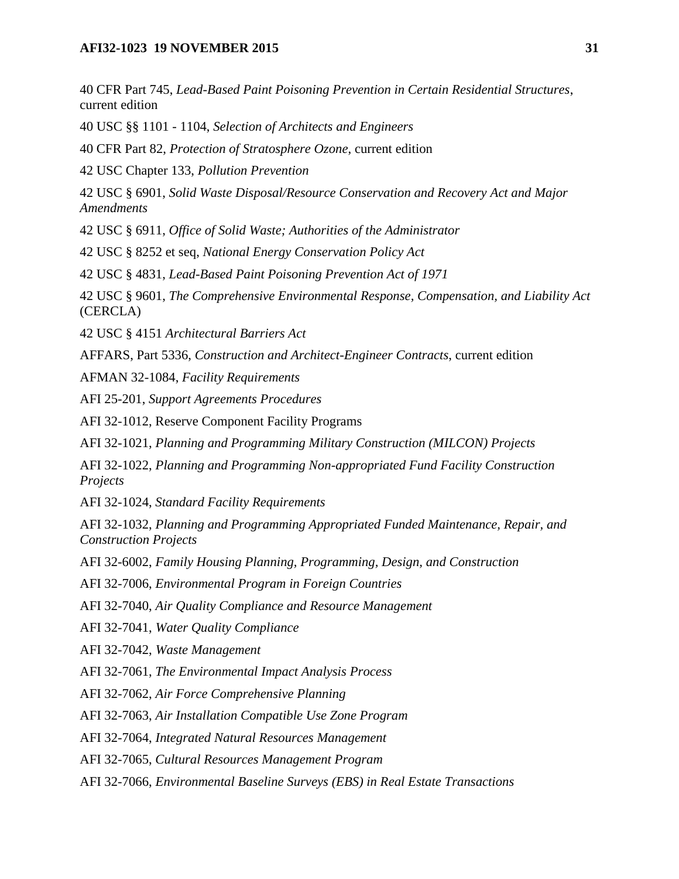40 CFR Part 745, *Lead-Based Paint Poisoning Prevention in Certain Residential Structures*, current edition

40 USC §§ 1101 - 1104, *Selection of Architects and Engineers*

40 CFR Part 82, *Protection of Stratosphere Ozone*, current edition

42 USC Chapter 133, *Pollution Prevention*

42 USC § 6901, *Solid Waste Disposal/Resource Conservation and Recovery Act and Major Amendments*

42 USC § 6911, *Office of Solid Waste; Authorities of the Administrator*

42 USC § 8252 et seq, *National Energy Conservation Policy Act*

42 USC § 4831, *Lead-Based Paint Poisoning Prevention Act of 1971*

42 USC § 9601, *The Comprehensive Environmental Response, Compensation, and Liability Act* (CERCLA)

42 USC § 4151 *Architectural Barriers Act*

AFFARS, Part 5336, *Construction and Architect-Engineer Contracts*, current edition

AFMAN 32-1084, *Facility Requirements*

AFI 25-201, *Support Agreements Procedures*

AFI 32-1012, Reserve Component Facility Programs

AFI 32-1021, *Planning and Programming Military Construction (MILCON) Projects*

AFI 32-1022, *Planning and Programming Non-appropriated Fund Facility Construction Projects*

AFI 32-1024, *Standard Facility Requirements*

AFI 32-1032, *Planning and Programming Appropriated Funded Maintenance, Repair, and Construction Projects*

AFI 32-6002, *Family Housing Planning, Programming, Design, and Construction*

AFI 32-7006, *Environmental Program in Foreign Countries*

AFI 32-7040, *Air Quality Compliance and Resource Management*

AFI 32-7041, *Water Quality Compliance*

AFI 32-7042, *Waste Management*

AFI 32-7061, *The Environmental Impact Analysis Process*

AFI 32-7062, *Air Force Comprehensive Planning*

AFI 32-7063, *Air Installation Compatible Use Zone Program*

AFI 32-7064, *Integrated Natural Resources Management*

AFI 32-7065, *Cultural Resources Management Program*

AFI 32-7066, *Environmental Baseline Surveys (EBS) in Real Estate Transactions*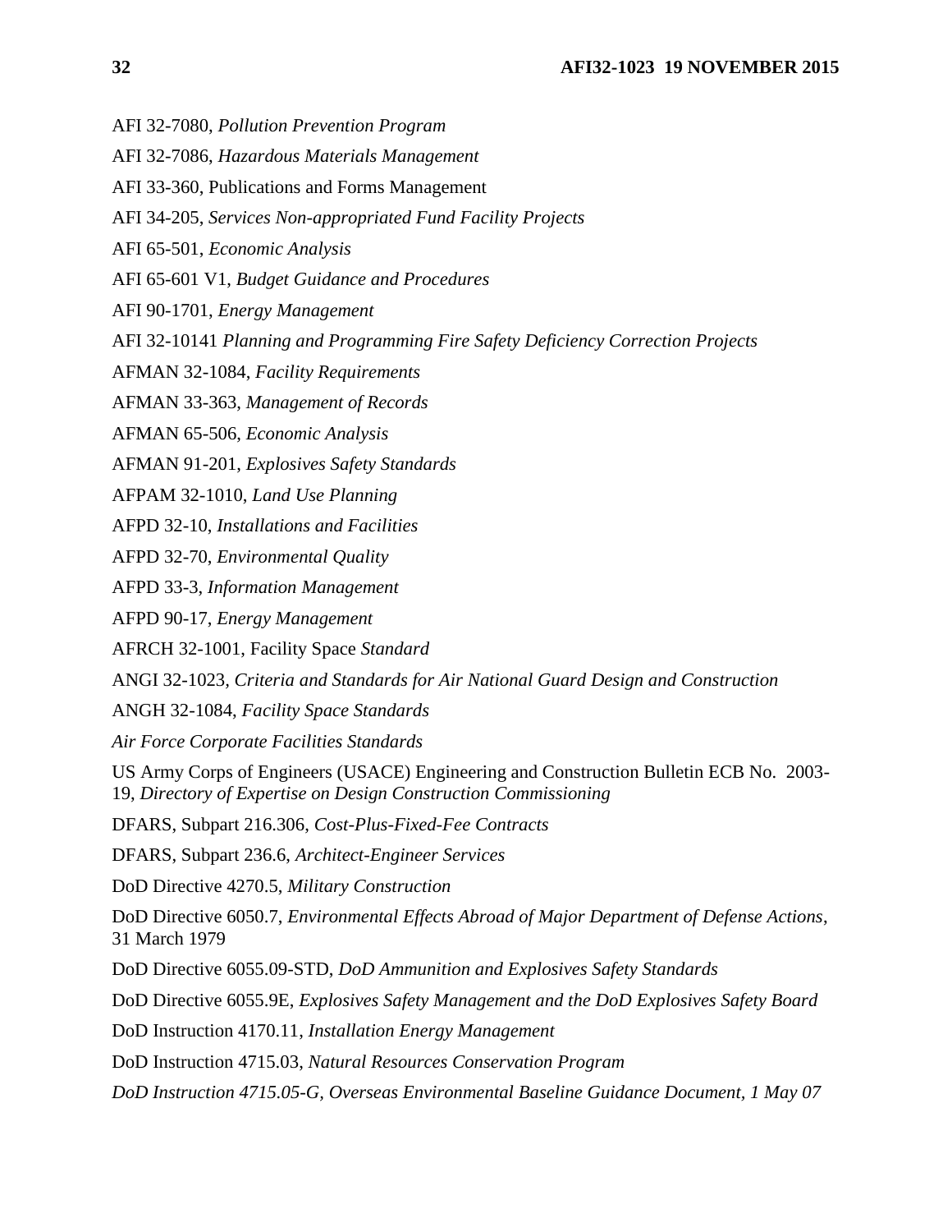AFI 32-7080, *Pollution Prevention Program*

AFI 32-7086, *Hazardous Materials Management*

AFI 33-360, Publications and Forms Management

AFI 34-205, *Services Non-appropriated Fund Facility Projects*

AFI 65-501, *Economic Analysis*

AFI 65-601 V1, *Budget Guidance and Procedures*

AFI 90-1701, *Energy Management*

AFI 32-10141 *Planning and Programming Fire Safety Deficiency Correction Projects*

AFMAN 32-1084, *Facility Requirements*

AFMAN 33-363, *Management of Records*

AFMAN 65-506, *Economic Analysis*

AFMAN 91-201, *Explosives Safety Standards*

AFPAM 32-1010, *Land Use Planning*

AFPD 32-10, *Installations and Facilities*

AFPD 32-70, *Environmental Quality*

AFPD 33-3, *Information Management*

AFPD 90-17, *Energy Management*

AFRCH 32-1001, Facility Space *Standard*

ANGI 32-1023, *Criteria and Standards for Air National Guard Design and Construction*

ANGH 32-1084, *Facility Space Standards*

*Air Force Corporate Facilities Standards*

US Army Corps of Engineers (USACE) Engineering and Construction Bulletin ECB No. 2003-19, *Directory of Expertise on Design Construction Commissioning*

DFARS, Subpart 216.306, *Cost-Plus-Fixed-Fee Contracts*

DFARS, Subpart 236.6, *Architect-Engineer Services*

DoD Directive 4270.5, *Military Construction*

DoD Directive 6050.7, *Environmental Effects Abroad of Major Department of Defense Actions*, 31 March 1979

DoD Directive 6055.09-STD, *DoD Ammunition and Explosives Safety Standards*

DoD Directive 6055.9E, *Explosives Safety Management and the DoD Explosives Safety Board*

DoD Instruction 4170.11, *Installation Energy Management*

DoD Instruction 4715.03, *Natural Resources Conservation Program*

*DoD Instruction 4715.05-G, Overseas Environmental Baseline Guidance Document, 1 May 07*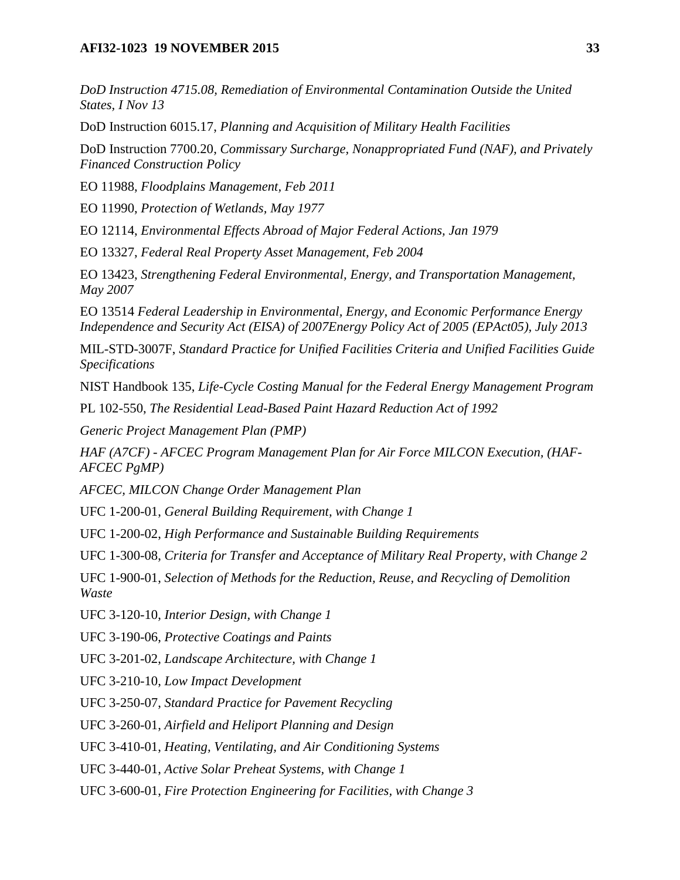*DoD Instruction 4715.08, Remediation of Environmental Contamination Outside the United States, I Nov 13*

DoD Instruction 6015.17, *Planning and Acquisition of Military Health Facilities*

DoD Instruction 7700.20, *Commissary Surcharge, Nonappropriated Fund (NAF), and Privately Financed Construction Policy*

EO 11988, *Floodplains Management, Feb 2011*

EO 11990, *Protection of Wetlands, May 1977*

EO 12114, *Environmental Effects Abroad of Major Federal Actions, Jan 1979*

EO 13327, *Federal Real Property Asset Management, Feb 2004*

EO 13423, *Strengthening Federal Environmental, Energy, and Transportation Management, May 2007*

EO 13514 *Federal Leadership in Environmental, Energy, and Economic Performance Energy Independence and Security Act (EISA) of 2007Energy Policy Act of 2005 (EPAct05), July 2013*

MIL-STD-3007F, *Standard Practice for Unified Facilities Criteria and Unified Facilities Guide Specifications*

NIST Handbook 135, *Life-Cycle Costing Manual for the Federal Energy Management Program*

PL 102-550, *The Residential Lead-Based Paint Hazard Reduction Act of 1992*

*Generic Project Management Plan (PMP)*

*HAF (A7CF) - AFCEC Program Management Plan for Air Force MILCON Execution, (HAF-AFCEC PgMP)*

*AFCEC, MILCON Change Order Management Plan*

UFC 1-200-01, *General Building Requirement, with Change 1*

UFC 1-200-02, *High Performance and Sustainable Building Requirements*

UFC 1-300-08, *Criteria for Transfer and Acceptance of Military Real Property, with Change 2*

UFC 1-900-01, *Selection of Methods for the Reduction, Reuse, and Recycling of Demolition Waste*

UFC 3-120-10, *Interior Design, with Change 1*

UFC 3-190-06, *Protective Coatings and Paints*

UFC 3-201-02, *Landscape Architecture, with Change 1*

UFC 3-210-10, *Low Impact Development*

UFC 3-250-07, *Standard Practice for Pavement Recycling*

UFC 3-260-01, *Airfield and Heliport Planning and Design*

UFC 3-410-01, *Heating, Ventilating, and Air Conditioning Systems*

UFC 3-440-01, *Active Solar Preheat Systems, with Change 1*

UFC 3-600-01, *Fire Protection Engineering for Facilities, with Change 3*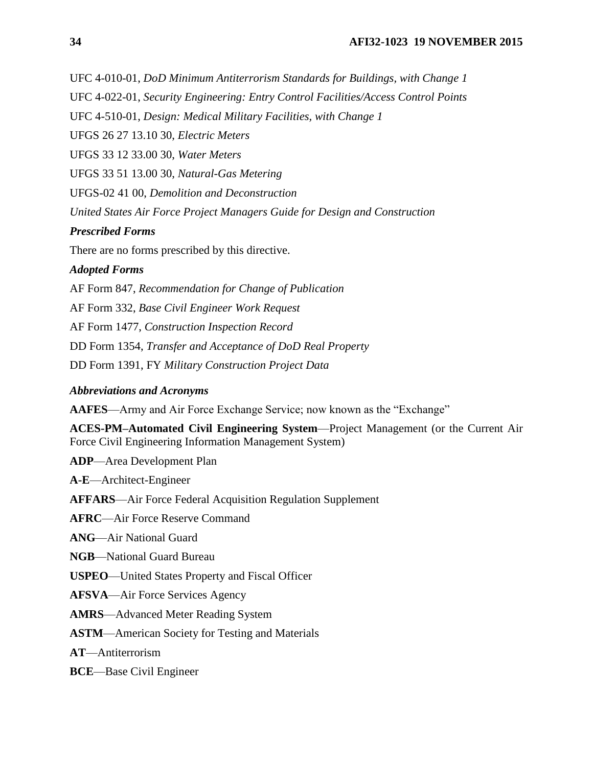UFC 4-010-01, *DoD Minimum Antiterrorism Standards for Buildings, with Change 1*

UFC 4-022-01, *Security Engineering: Entry Control Facilities/Access Control Points*

UFC 4-510-01, *Design: Medical Military Facilities, with Change 1*

UFGS 26 27 13.10 30, *Electric Meters*

UFGS 33 12 33.00 30, *Water Meters*

UFGS 33 51 13.00 30, *Natural-Gas Metering*

UFGS-02 41 00, *Demolition and Deconstruction*

*United States Air Force Project Managers Guide for Design and Construction*

### *Prescribed Forms*

There are no forms prescribed by this directive.

### *Adopted Forms*

AF Form 847, *Recommendation for Change of Publication*

AF Form 332, *Base Civil Engineer Work Request*

AF Form 1477, *Construction Inspection Record*

DD Form 1354, *Transfer and Acceptance of DoD Real Property*

DD Form 1391, FY *Military Construction Project Data*

### *Abbreviations and Acronyms*

**AAFES**—Army and Air Force Exchange Service; now known as the "Exchange"

**ACES-PM–Automated Civil Engineering System**—Project Management (or the Current Air Force Civil Engineering Information Management System)

**ADP**—Area Development Plan

**A-E**—Architect-Engineer

**AFFARS**—Air Force Federal Acquisition Regulation Supplement

**AFRC**—Air Force Reserve Command

**ANG**—Air National Guard

**NGB**—National Guard Bureau

**USPEO**—United States Property and Fiscal Officer

**AFSVA**—Air Force Services Agency

**AMRS**—Advanced Meter Reading System

**ASTM**—American Society for Testing and Materials

**AT**—Antiterrorism

**BCE**—Base Civil Engineer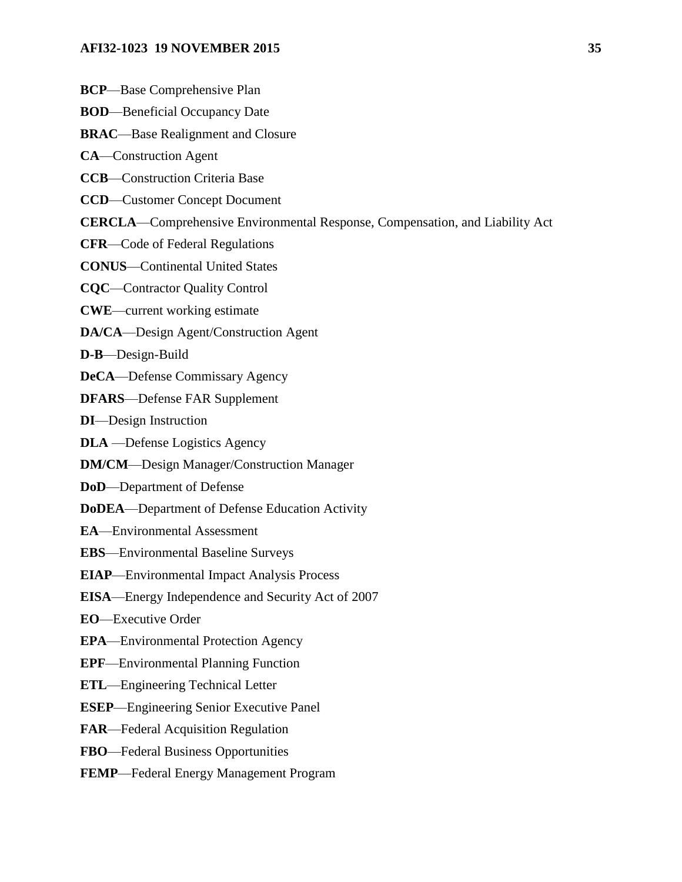**BCP**—Base Comprehensive Plan

**BOD**—Beneficial Occupancy Date

**BRAC**—Base Realignment and Closure

**CA**—Construction Agent

**CCB**—Construction Criteria Base

**CCD**—Customer Concept Document

**CERCLA**—Comprehensive Environmental Response, Compensation, and Liability Act

**CFR**—Code of Federal Regulations

**CONUS**—Continental United States

**CQC**—Contractor Quality Control

**CWE**—current working estimate

**DA/CA**—Design Agent/Construction Agent

**D-B**—Design-Build

**DeCA**—Defense Commissary Agency

**DFARS**—Defense FAR Supplement

**DI**—Design Instruction

**DLA** —Defense Logistics Agency

**DM/CM**—Design Manager/Construction Manager

**DoD**—Department of Defense

**DoDEA**—Department of Defense Education Activity

**EA**—Environmental Assessment

**EBS**—Environmental Baseline Surveys

**EIAP**—Environmental Impact Analysis Process

**EISA**—Energy Independence and Security Act of 2007

**EO**—Executive Order

**EPA**—Environmental Protection Agency

**EPF**—Environmental Planning Function

**ETL**—Engineering Technical Letter

**ESEP**—Engineering Senior Executive Panel

**FAR**—Federal Acquisition Regulation

**FBO**—Federal Business Opportunities

**FEMP**—Federal Energy Management Program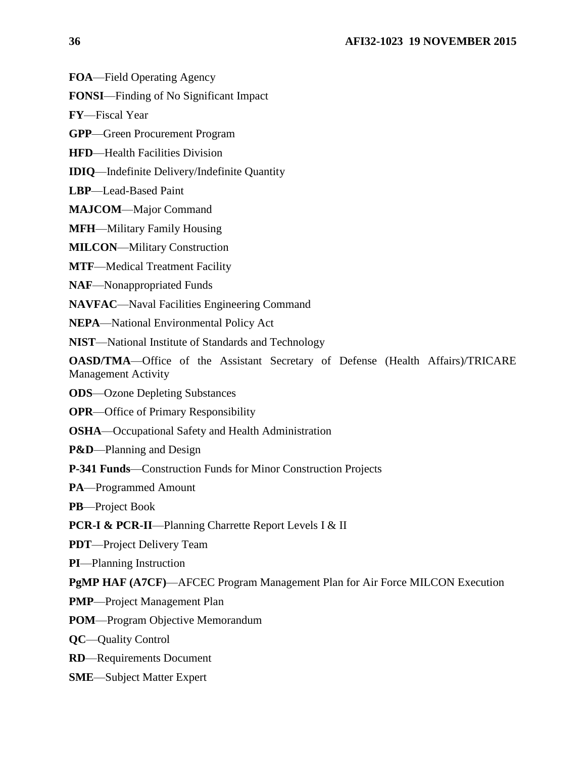**FOA**—Field Operating Agency

**FONSI**—Finding of No Significant Impact

**FY**—Fiscal Year

**GPP**—Green Procurement Program

**HFD**—Health Facilities Division

**IDIQ**—Indefinite Delivery/Indefinite Quantity

**LBP**—Lead-Based Paint

**MAJCOM**—Major Command

**MFH**—Military Family Housing

**MILCON**—Military Construction

**MTF**—Medical Treatment Facility

**NAF**—Nonappropriated Funds

**NAVFAC**—Naval Facilities Engineering Command

**NEPA**—National Environmental Policy Act

**NIST**—National Institute of Standards and Technology

**OASD/TMA**—Office of the Assistant Secretary of Defense (Health Affairs)/TRICARE Management Activity

**ODS**—Ozone Depleting Substances

**OPR**—Office of Primary Responsibility

**OSHA**—Occupational Safety and Health Administration

**P&D**—Planning and Design

**P-341 Funds**—Construction Funds for Minor Construction Projects

**PA**—Programmed Amount

**PB**—Project Book

**PCR-I & PCR-II**—Planning Charrette Report Levels I & II

**PDT**—Project Delivery Team

**PI**—Planning Instruction

**PgMP HAF (A7CF)**—AFCEC Program Management Plan for Air Force MILCON Execution

**PMP**—Project Management Plan

**POM**—Program Objective Memorandum

**QC**—Quality Control

**RD**—Requirements Document

**SME**—Subject Matter Expert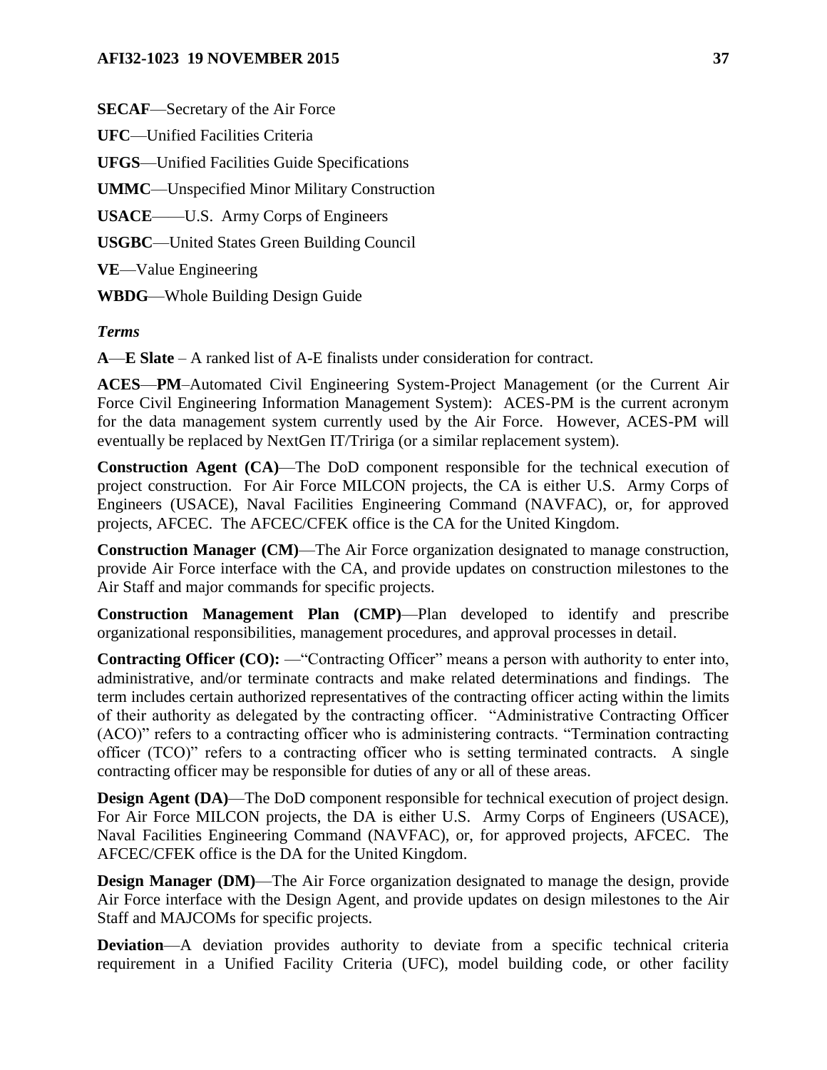**SECAF**—Secretary of the Air Force

**UFC**—Unified Facilities Criteria

**UFGS**—Unified Facilities Guide Specifications

**UMMC**—Unspecified Minor Military Construction

**USACE**——U.S. Army Corps of Engineers

**USGBC**—United States Green Building Council

**VE**—Value Engineering

**WBDG**—Whole Building Design Guide

***Terms***

**A**—**E Slate** – A ranked list of A-E finalists under consideration for contract.

**ACES**—**PM**–Automated Civil Engineering System-Project Management (or the Current Air Force Civil Engineering Information Management System): ACES-PM is the current acronym for the data management system currently used by the Air Force. However, ACES-PM will eventually be replaced by NextGen IT/Tririga (or a similar replacement system).

**Construction Agent (CA)**—The DoD component responsible for the technical execution of project construction. For Air Force MILCON projects, the CA is either U.S. Army Corps of Engineers (USACE), Naval Facilities Engineering Command (NAVFAC), or, for approved projects, AFCEC. The AFCEC/CFEK office is the CA for the United Kingdom.

**Construction Manager (CM)**—The Air Force organization designated to manage construction, provide Air Force interface with the CA, and provide updates on construction milestones to the Air Staff and major commands for specific projects.

**Construction Management Plan (CMP)**—Plan developed to identify and prescribe organizational responsibilities, management procedures, and approval processes in detail.

**Contracting Officer (CO):** —"Contracting Officer" means a person with authority to enter into, administrative, and/or terminate contracts and make related determinations and findings. The term includes certain authorized representatives of the contracting officer acting within the limits of their authority as delegated by the contracting officer. "Administrative Contracting Officer (ACO)" refers to a contracting officer who is administering contracts. "Termination contracting officer (TCO)" refers to a contracting officer who is setting terminated contracts. A single contracting officer may be responsible for duties of any or all of these areas.

**Design Agent (DA)**—The DoD component responsible for technical execution of project design. For Air Force MILCON projects, the DA is either U.S. Army Corps of Engineers (USACE), Naval Facilities Engineering Command (NAVFAC), or, for approved projects, AFCEC. The AFCEC/CFEK office is the DA for the United Kingdom.

**Design Manager (DM)**—The Air Force organization designated to manage the design, provide Air Force interface with the Design Agent, and provide updates on design milestones to the Air Staff and MAJCOMs for specific projects.

**Deviation**—A deviation provides authority to deviate from a specific technical criteria requirement in a Unified Facility Criteria (UFC), model building code, or other facility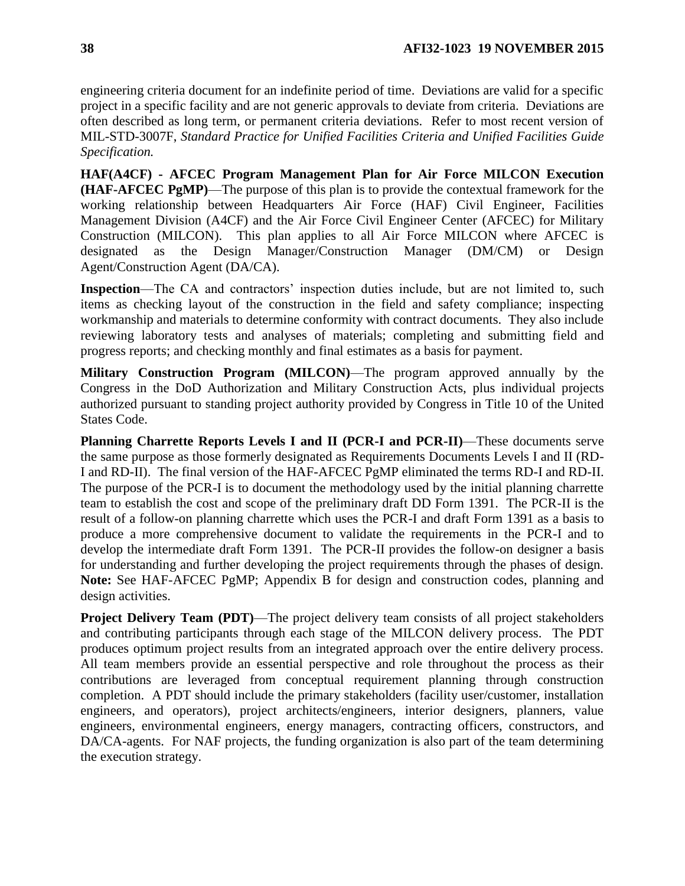engineering criteria document for an indefinite period of time. Deviations are valid for a specific project in a specific facility and are not generic approvals to deviate from criteria. Deviations are often described as long term, or permanent criteria deviations. Refer to most recent version of MIL-STD-3007F, *Standard Practice for Unified Facilities Criteria and Unified Facilities Guide Specification.*

**HAF(A4CF) - AFCEC Program Management Plan for Air Force MILCON Execution (HAF-AFCEC PgMP)**—The purpose of this plan is to provide the contextual framework for the working relationship between Headquarters Air Force (HAF) Civil Engineer, Facilities Management Division (A4CF) and the Air Force Civil Engineer Center (AFCEC) for Military Construction (MILCON). This plan applies to all Air Force MILCON where AFCEC is designated as the Design Manager/Construction Manager (DM/CM) or Design Agent/Construction Agent (DA/CA).

**Inspection**—The CA and contractors' inspection duties include, but are not limited to, such items as checking layout of the construction in the field and safety compliance; inspecting workmanship and materials to determine conformity with contract documents. They also include reviewing laboratory tests and analyses of materials; completing and submitting field and progress reports; and checking monthly and final estimates as a basis for payment.

**Military Construction Program (MILCON)**—The program approved annually by the Congress in the DoD Authorization and Military Construction Acts, plus individual projects authorized pursuant to standing project authority provided by Congress in Title 10 of the United States Code.

**Planning Charrette Reports Levels I and II (PCR-I and PCR-II)**—These documents serve the same purpose as those formerly designated as Requirements Documents Levels I and II (RD-I and RD-II). The final version of the HAF-AFCEC PgMP eliminated the terms RD-I and RD-II. The purpose of the PCR-I is to document the methodology used by the initial planning charrette team to establish the cost and scope of the preliminary draft DD Form 1391. The PCR-II is the result of a follow-on planning charrette which uses the PCR-I and draft Form 1391 as a basis to produce a more comprehensive document to validate the requirements in the PCR-I and to develop the intermediate draft Form 1391. The PCR-II provides the follow-on designer a basis for understanding and further developing the project requirements through the phases of design. **Note:** See HAF-AFCEC PgMP; Appendix B for design and construction codes, planning and design activities.

**Project Delivery Team (PDT)**—The project delivery team consists of all project stakeholders and contributing participants through each stage of the MILCON delivery process. The PDT produces optimum project results from an integrated approach over the entire delivery process. All team members provide an essential perspective and role throughout the process as their contributions are leveraged from conceptual requirement planning through construction completion. A PDT should include the primary stakeholders (facility user/customer, installation engineers, and operators), project architects/engineers, interior designers, planners, value engineers, environmental engineers, energy managers, contracting officers, constructors, and DA/CA-agents. For NAF projects, the funding organization is also part of the team determining the execution strategy.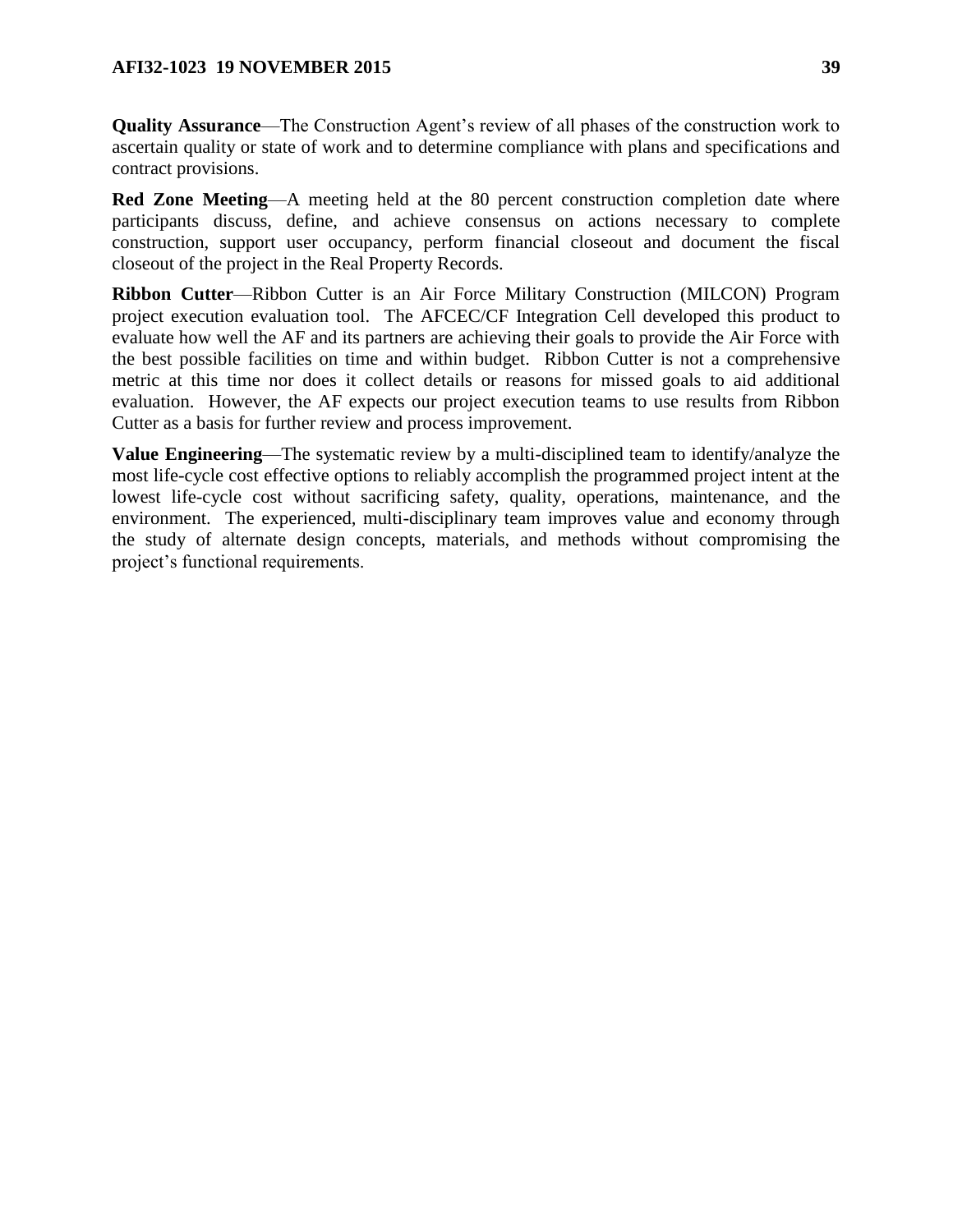**Quality Assurance**—The Construction Agent's review of all phases of the construction work to ascertain quality or state of work and to determine compliance with plans and specifications and contract provisions.

**Red Zone Meeting**—A meeting held at the 80 percent construction completion date where participants discuss, define, and achieve consensus on actions necessary to complete construction, support user occupancy, perform financial closeout and document the fiscal closeout of the project in the Real Property Records.

**Ribbon Cutter**—Ribbon Cutter is an Air Force Military Construction (MILCON) Program project execution evaluation tool. The AFCEC/CF Integration Cell developed this product to evaluate how well the AF and its partners are achieving their goals to provide the Air Force with the best possible facilities on time and within budget. Ribbon Cutter is not a comprehensive metric at this time nor does it collect details or reasons for missed goals to aid additional evaluation. However, the AF expects our project execution teams to use results from Ribbon Cutter as a basis for further review and process improvement.

**Value Engineering**—The systematic review by a multi-disciplined team to identify/analyze the most life-cycle cost effective options to reliably accomplish the programmed project intent at the lowest life-cycle cost without sacrificing safety, quality, operations, maintenance, and the environment. The experienced, multi-disciplinary team improves value and economy through the study of alternate design concepts, materials, and methods without compromising the project's functional requirements.